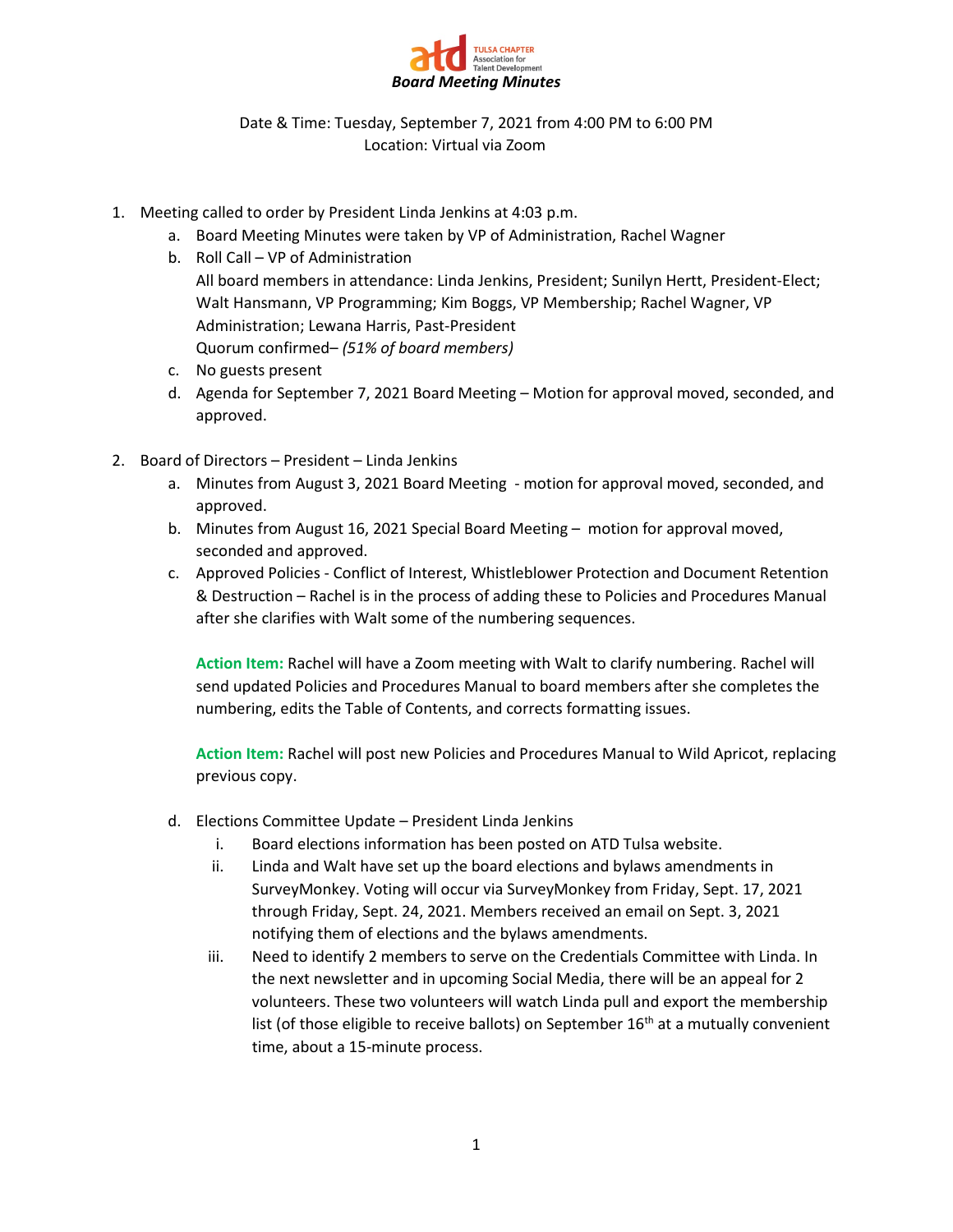# Board Meeting Minutes

TULSA CHAPTER Association for Talent Development

Date & Time: Tuesday, September 7, 2021 from 4:00 PM to 6:00 PM
Location: Virtual via Zoom

1. Meeting called to order by President Linda Jenkins at 4:03 p.m.
   a. Board Meeting Minutes were taken by VP of Administration, Rachel Wagner
   b. Roll Call – VP of Administration
      All board members in attendance: Linda Jenkins, President; Sunilyn Hertt, President-Elect; Walt Hansmann, VP Programming; Kim Boggs, VP Membership; Rachel Wagner, VP Administration; Lewana Harris, Past-President
      Quorum confirmed– *(51% of board members)*
   c. No guests present
   d. Agenda for September 7, 2021 Board Meeting – Motion for approval moved, seconded, and approved.

2. Board of Directors – President – Linda Jenkins
   a. Minutes from August 3, 2021 Board Meeting - motion for approval moved, seconded, and approved.
   b. Minutes from August 16, 2021 Special Board Meeting – motion for approval moved, seconded and approved.
   c. Approved Policies - Conflict of Interest, Whistleblower Protection and Document Retention & Destruction – Rachel is in the process of adding these to Policies and Procedures Manual after she clarifies with Walt some of the numbering sequences.

      **Action Item:** Rachel will have a Zoom meeting with Walt to clarify numbering. Rachel will send updated Policies and Procedures Manual to board members after she completes the numbering, edits the Table of Contents, and corrects formatting issues.

      **Action Item:** Rachel will post new Policies and Procedures Manual to Wild Apricot, replacing previous copy.

   d. Elections Committee Update – President Linda Jenkins
      i. Board elections information has been posted on ATD Tulsa website.
      ii. Linda and Walt have set up the board elections and bylaws amendments in SurveyMonkey. Voting will occur via SurveyMonkey from Friday, Sept. 17, 2021 through Friday, Sept. 24, 2021. Members received an email on Sept. 3, 2021 notifying them of elections and the bylaws amendments.
      iii. Need to identify 2 members to serve on the Credentials Committee with Linda. In the next newsletter and in upcoming Social Media, there will be an appeal for 2 volunteers. These two volunteers will watch Linda pull and export the membership list (of those eligible to receive ballots) on September 16th at a mutually convenient time, about a 15-minute process.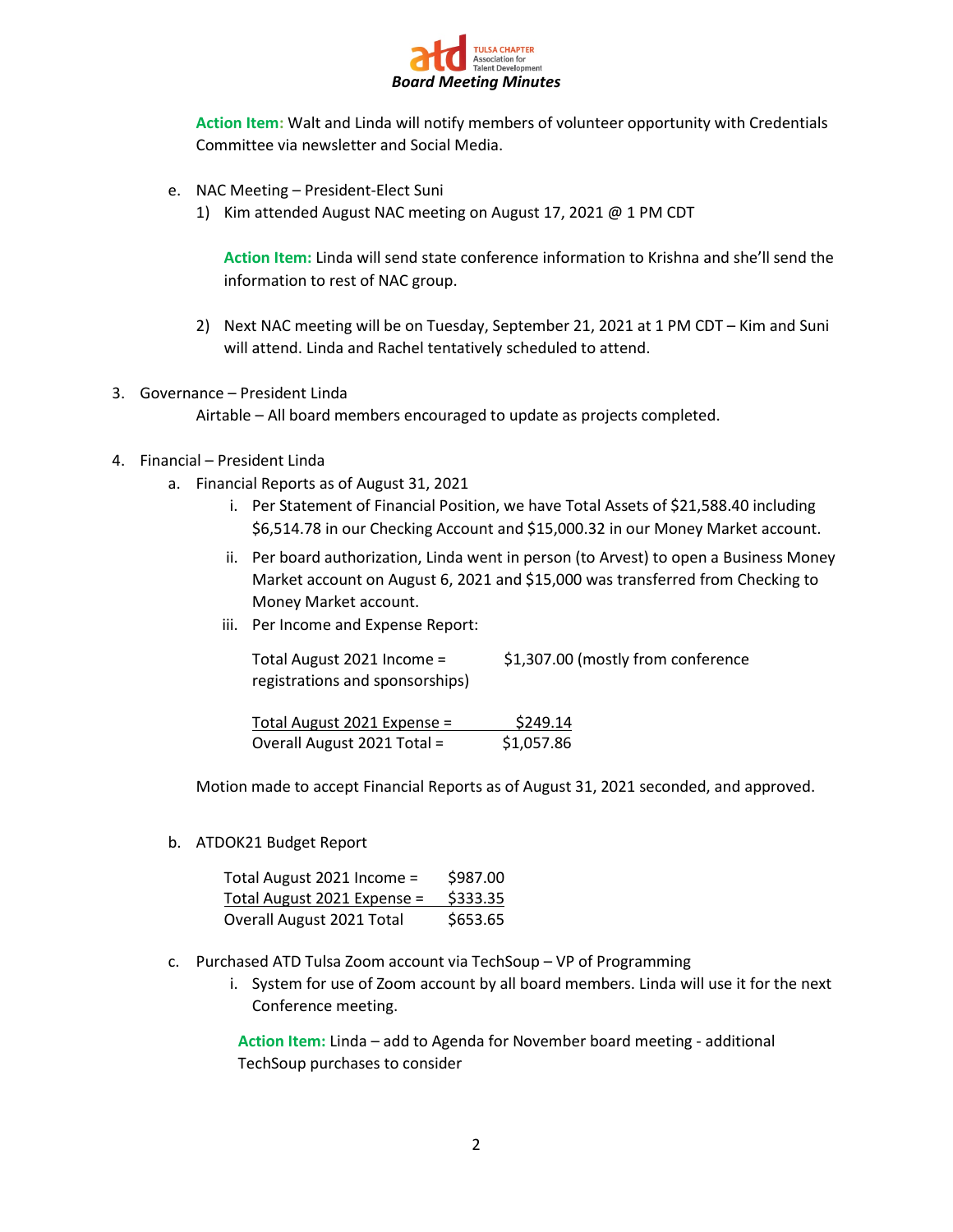**Action Item:** Walt and Linda will notify members of volunteer opportunity with Credentials Committee via newsletter and Social Media.

e. NAC Meeting – President-Elect Suni

1) Kim attended August NAC meeting on August 17, 2021 @ 1 PM CDT

**Action Item:** Linda will send state conference information to Krishna and she'll send the information to rest of NAC group.

2) Next NAC meeting will be on Tuesday, September 21, 2021 at 1 PM CDT – Kim and Suni will attend. Linda and Rachel tentatively scheduled to attend.

3. Governance – President Linda

Airtable – All board members encouraged to update as projects completed.

4. Financial – President Linda

a. Financial Reports as of August 31, 2021

i. Per Statement of Financial Position, we have Total Assets of $21,588.40 including $6,514.78 in our Checking Account and $15,000.32 in our Money Market account.

ii. Per board authorization, Linda went in person (to Arvest) to open a Business Money Market account on August 6, 2021 and $15,000 was transferred from Checking to Money Market account.

iii. Per Income and Expense Report:

Total August 2021 Income = $1,307.00 (mostly from conference registrations and sponsorships)

Total August 2021 Expense = $249.14
Overall August 2021 Total = $1,057.86

Motion made to accept Financial Reports as of August 31, 2021 seconded, and approved.

b. ATDOK21 Budget Report

| | |
|---|---|
| Total August 2021 Income = | $987.00 |
| Total August 2021 Expense = | $333.35 |
| Overall August 2021 Total | $653.65 |

c. Purchased ATD Tulsa Zoom account via TechSoup – VP of Programming

i. System for use of Zoom account by all board members. Linda will use it for the next Conference meeting.

**Action Item:** Linda – add to Agenda for November board meeting - additional TechSoup purchases to consider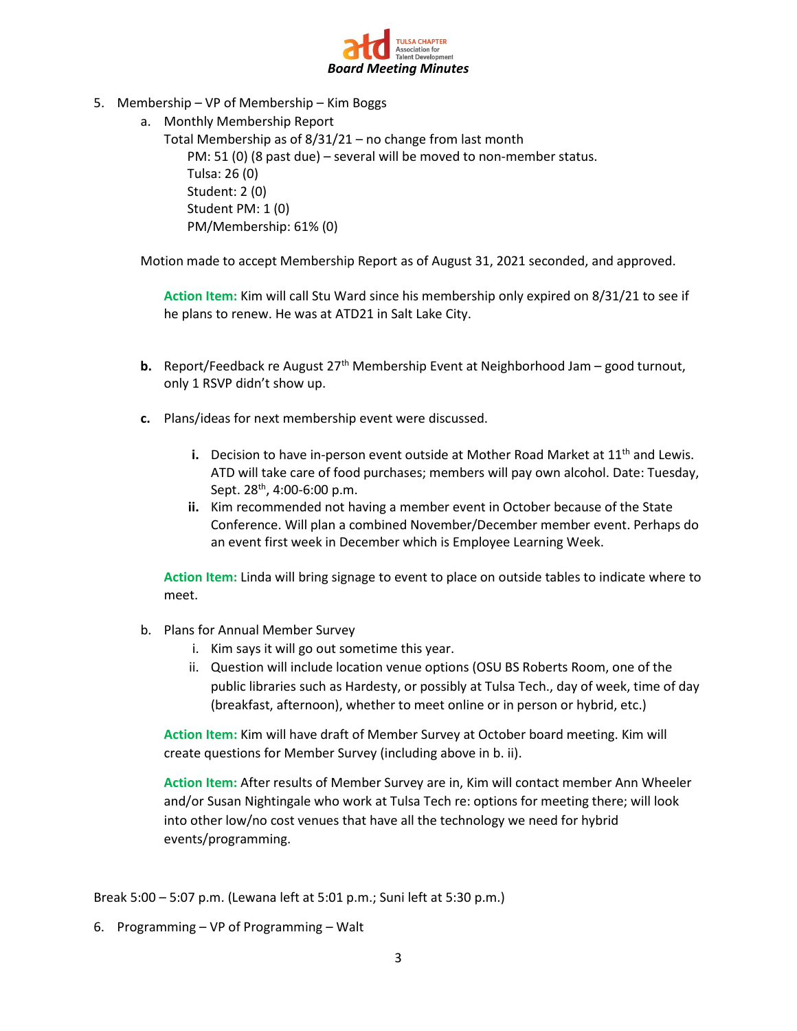5. Membership – VP of Membership – Kim Boggs
   a. Monthly Membership Report
      Total Membership as of 8/31/21 – no change from last month
         PM: 51 (0) (8 past due) – several will be moved to non-member status.
         Tulsa: 26 (0)
         Student: 2 (0)
         Student PM: 1 (0)
         PM/Membership: 61% (0)

   Motion made to accept Membership Report as of August 31, 2021 seconded, and approved.

   **Action Item:** Kim will call Stu Ward since his membership only expired on 8/31/21 to see if he plans to renew. He was at ATD21 in Salt Lake City.

   **b.** Report/Feedback re August 27th Membership Event at Neighborhood Jam – good turnout, only 1 RSVP didn't show up.

   **c.** Plans/ideas for next membership event were discussed.

      **i.** Decision to have in-person event outside at Mother Road Market at 11th and Lewis. ATD will take care of food purchases; members will pay own alcohol. Date: Tuesday, Sept. 28th, 4:00-6:00 p.m.
      **ii.** Kim recommended not having a member event in October because of the State Conference. Will plan a combined November/December member event. Perhaps do an event first week in December which is Employee Learning Week.

   **Action Item:** Linda will bring signage to event to place on outside tables to indicate where to meet.

   b. Plans for Annual Member Survey
      i. Kim says it will go out sometime this year.
      ii. Question will include location venue options (OSU BS Roberts Room, one of the public libraries such as Hardesty, or possibly at Tulsa Tech., day of week, time of day (breakfast, afternoon), whether to meet online or in person or hybrid, etc.)

   **Action Item:** Kim will have draft of Member Survey at October board meeting. Kim will create questions for Member Survey (including above in b. ii).

   **Action Item:** After results of Member Survey are in, Kim will contact member Ann Wheeler and/or Susan Nightingale who work at Tulsa Tech re: options for meeting there; will look into other low/no cost venues that have all the technology we need for hybrid events/programming.

Break 5:00 – 5:07 p.m. (Lewana left at 5:01 p.m.; Suni left at 5:30 p.m.)

6. Programming – VP of Programming – Walt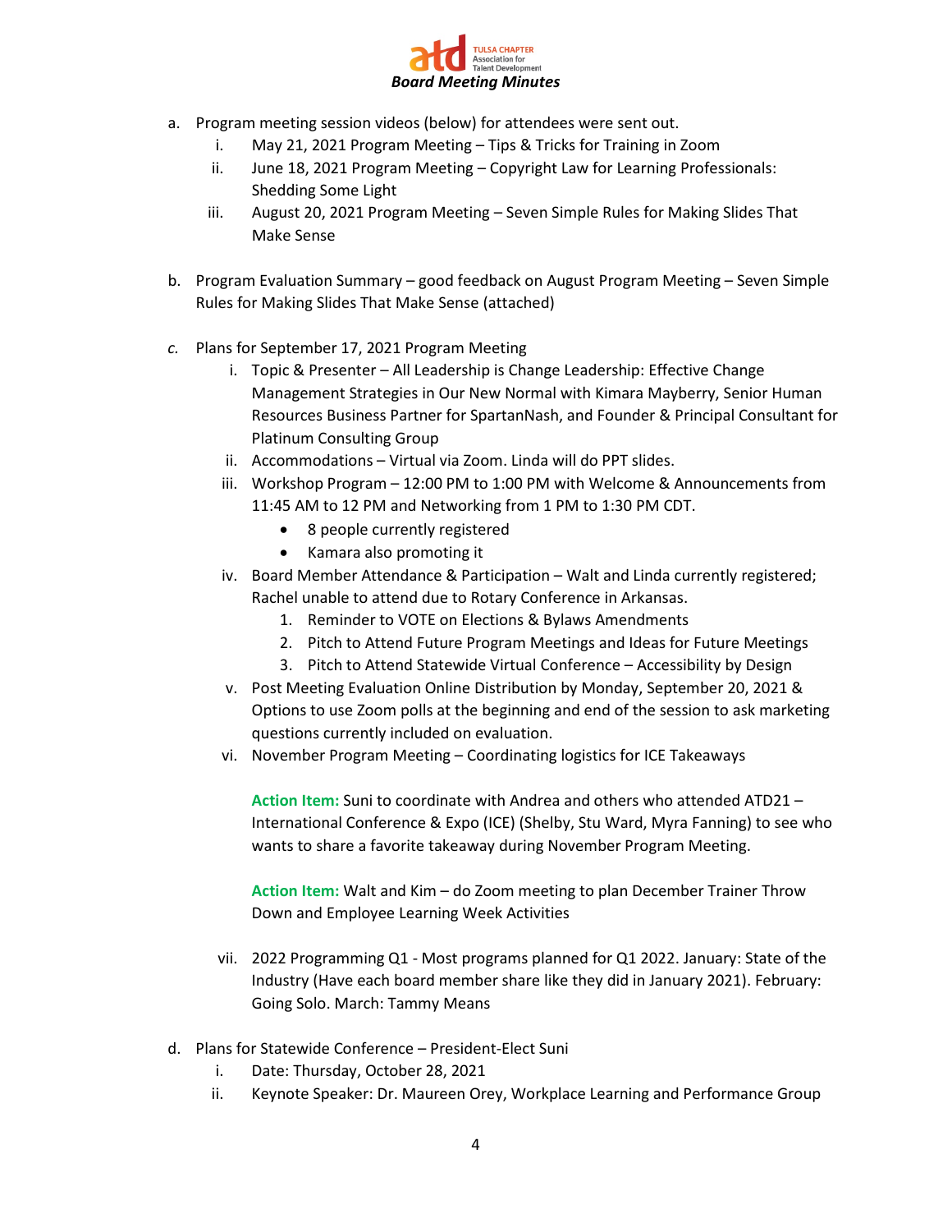a. Program meeting session videos (below) for attendees were sent out.
   i. May 21, 2021 Program Meeting – Tips & Tricks for Training in Zoom
   ii. June 18, 2021 Program Meeting – Copyright Law for Learning Professionals: Shedding Some Light
   iii. August 20, 2021 Program Meeting – Seven Simple Rules for Making Slides That Make Sense

b. Program Evaluation Summary – good feedback on August Program Meeting – Seven Simple Rules for Making Slides That Make Sense (attached)

*c.* Plans for September 17, 2021 Program Meeting
   i. Topic & Presenter – All Leadership is Change Leadership: Effective Change Management Strategies in Our New Normal with Kimara Mayberry, Senior Human Resources Business Partner for SpartanNash, and Founder & Principal Consultant for Platinum Consulting Group
   ii. Accommodations – Virtual via Zoom. Linda will do PPT slides.
   iii. Workshop Program – 12:00 PM to 1:00 PM with Welcome & Announcements from 11:45 AM to 12 PM and Networking from 1 PM to 1:30 PM CDT.
      - 8 people currently registered
      - Kamara also promoting it
   iv. Board Member Attendance & Participation – Walt and Linda currently registered; Rachel unable to attend due to Rotary Conference in Arkansas.
      1. Reminder to VOTE on Elections & Bylaws Amendments
      2. Pitch to Attend Future Program Meetings and Ideas for Future Meetings
      3. Pitch to Attend Statewide Virtual Conference – Accessibility by Design
   v. Post Meeting Evaluation Online Distribution by Monday, September 20, 2021 & Options to use Zoom polls at the beginning and end of the session to ask marketing questions currently included on evaluation.
   vi. November Program Meeting – Coordinating logistics for ICE Takeaways

      **Action Item:** Suni to coordinate with Andrea and others who attended ATD21 – International Conference & Expo (ICE) (Shelby, Stu Ward, Myra Fanning) to see who wants to share a favorite takeaway during November Program Meeting.

      **Action Item:** Walt and Kim – do Zoom meeting to plan December Trainer Throw Down and Employee Learning Week Activities

   vii. 2022 Programming Q1 - Most programs planned for Q1 2022. January: State of the Industry (Have each board member share like they did in January 2021). February: Going Solo. March: Tammy Means

d. Plans for Statewide Conference – President-Elect Suni
   i. Date: Thursday, October 28, 2021
   ii. Keynote Speaker: Dr. Maureen Orey, Workplace Learning and Performance Group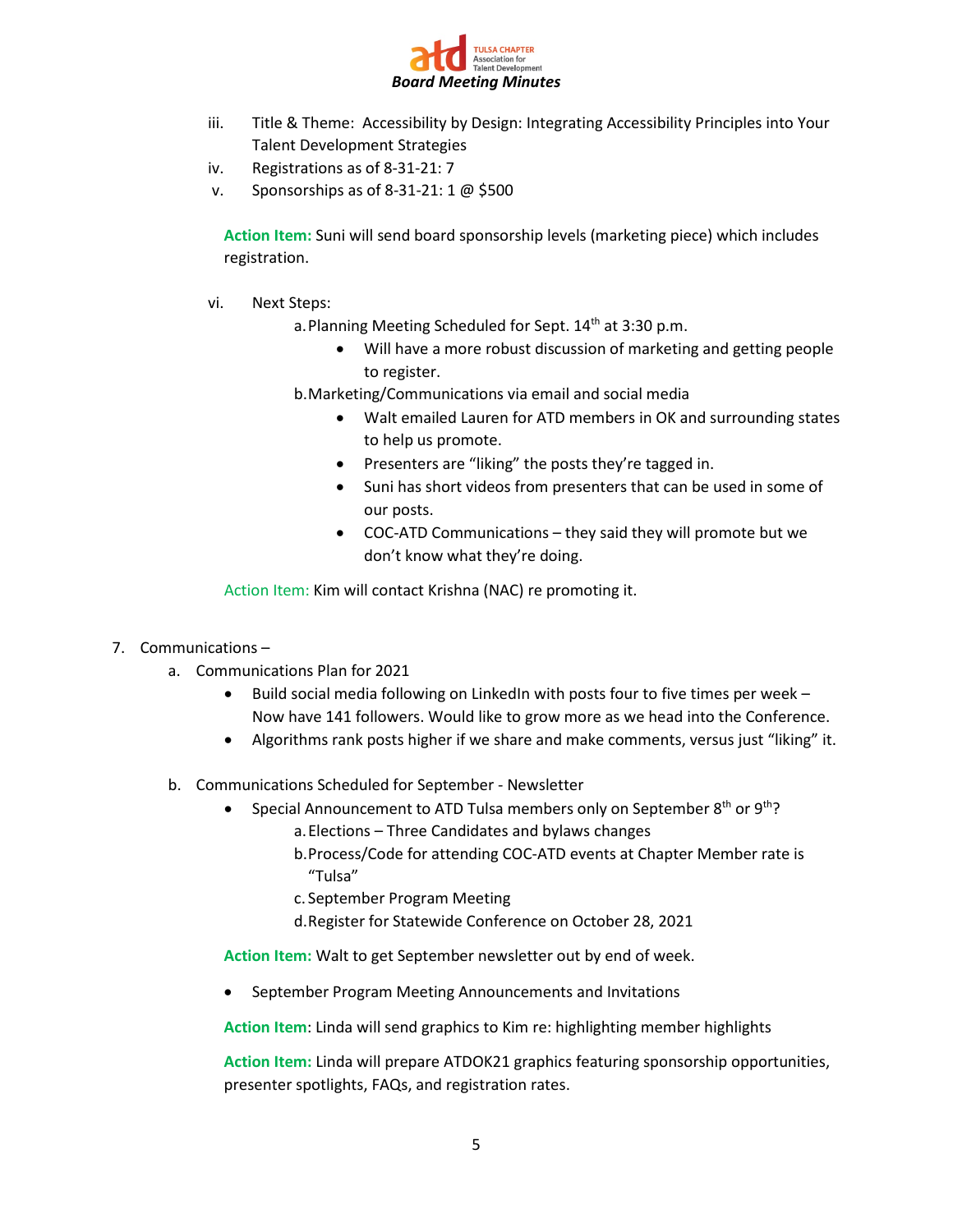iii. Title & Theme: Accessibility by Design: Integrating Accessibility Principles into Your Talent Development Strategies

iv. Registrations as of 8-31-21: 7

v. Sponsorships as of 8-31-21: 1 @ $500

**Action Item:** Suni will send board sponsorship levels (marketing piece) which includes registration.

vi. Next Steps:

a. Planning Meeting Scheduled for Sept. 14th at 3:30 p.m.
   - Will have a more robust discussion of marketing and getting people to register.

b. Marketing/Communications via email and social media
   - Walt emailed Lauren for ATD members in OK and surrounding states to help us promote.
   - Presenters are "liking" the posts they're tagged in.
   - Suni has short videos from presenters that can be used in some of our posts.
   - COC-ATD Communications – they said they will promote but we don't know what they're doing.

Action Item: Kim will contact Krishna (NAC) re promoting it.

7. Communications –

   a. Communications Plan for 2021
      - Build social media following on LinkedIn with posts four to five times per week – Now have 141 followers. Would like to grow more as we head into the Conference.
      - Algorithms rank posts higher if we share and make comments, versus just "liking" it.

   b. Communications Scheduled for September - Newsletter
      - Special Announcement to ATD Tulsa members only on September 8th or 9th?
        a. Elections – Three Candidates and bylaws changes
        b. Process/Code for attending COC-ATD events at Chapter Member rate is "Tulsa"
        c. September Program Meeting
        d. Register for Statewide Conference on October 28, 2021

**Action Item:** Walt to get September newsletter out by end of week.

- September Program Meeting Announcements and Invitations

**Action Item**: Linda will send graphics to Kim re: highlighting member highlights

**Action Item:** Linda will prepare ATDOK21 graphics featuring sponsorship opportunities, presenter spotlights, FAQs, and registration rates.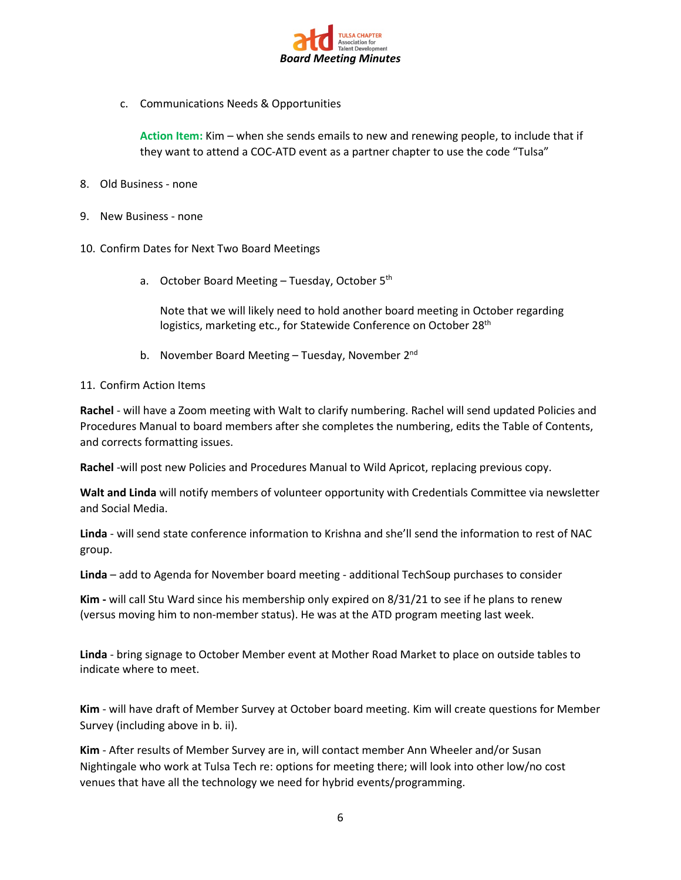c. Communications Needs & Opportunities

**Action Item:** Kim – when she sends emails to new and renewing people, to include that if they want to attend a COC-ATD event as a partner chapter to use the code "Tulsa"

8. Old Business - none

9. New Business - none

10. Confirm Dates for Next Two Board Meetings

    a. October Board Meeting – Tuesday, October 5th

       Note that we will likely need to hold another board meeting in October regarding logistics, marketing etc., for Statewide Conference on October 28th

    b. November Board Meeting – Tuesday, November 2nd

11. Confirm Action Items

**Rachel** - will have a Zoom meeting with Walt to clarify numbering. Rachel will send updated Policies and Procedures Manual to board members after she completes the numbering, edits the Table of Contents, and corrects formatting issues.

**Rachel** -will post new Policies and Procedures Manual to Wild Apricot, replacing previous copy.

**Walt and Linda** will notify members of volunteer opportunity with Credentials Committee via newsletter and Social Media.

**Linda** - will send state conference information to Krishna and she'll send the information to rest of NAC group.

**Linda** – add to Agenda for November board meeting - additional TechSoup purchases to consider

**Kim -** will call Stu Ward since his membership only expired on 8/31/21 to see if he plans to renew (versus moving him to non-member status). He was at the ATD program meeting last week.

**Linda** - bring signage to October Member event at Mother Road Market to place on outside tables to indicate where to meet.

**Kim** - will have draft of Member Survey at October board meeting. Kim will create questions for Member Survey (including above in b. ii).

**Kim** - After results of Member Survey are in, will contact member Ann Wheeler and/or Susan Nightingale who work at Tulsa Tech re: options for meeting there; will look into other low/no cost venues that have all the technology we need for hybrid events/programming.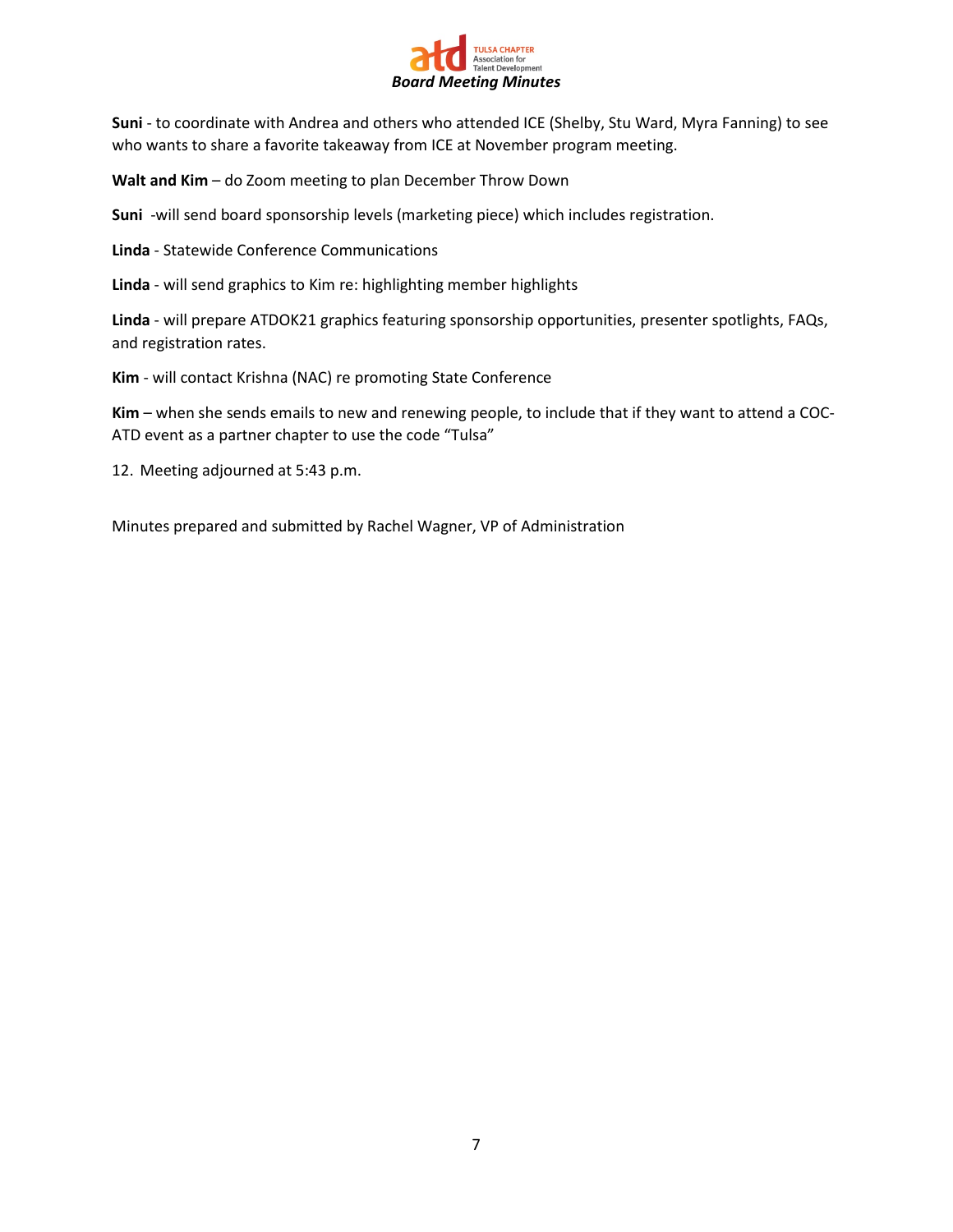**Suni** - to coordinate with Andrea and others who attended ICE (Shelby, Stu Ward, Myra Fanning) to see who wants to share a favorite takeaway from ICE at November program meeting.

**Walt and Kim** – do Zoom meeting to plan December Throw Down

**Suni** -will send board sponsorship levels (marketing piece) which includes registration.

**Linda** - Statewide Conference Communications

**Linda** - will send graphics to Kim re: highlighting member highlights

**Linda** - will prepare ATDOK21 graphics featuring sponsorship opportunities, presenter spotlights, FAQs, and registration rates.

**Kim** - will contact Krishna (NAC) re promoting State Conference

**Kim** – when she sends emails to new and renewing people, to include that if they want to attend a COC-ATD event as a partner chapter to use the code "Tulsa"

12. Meeting adjourned at 5:43 p.m.

Minutes prepared and submitted by Rachel Wagner, VP of Administration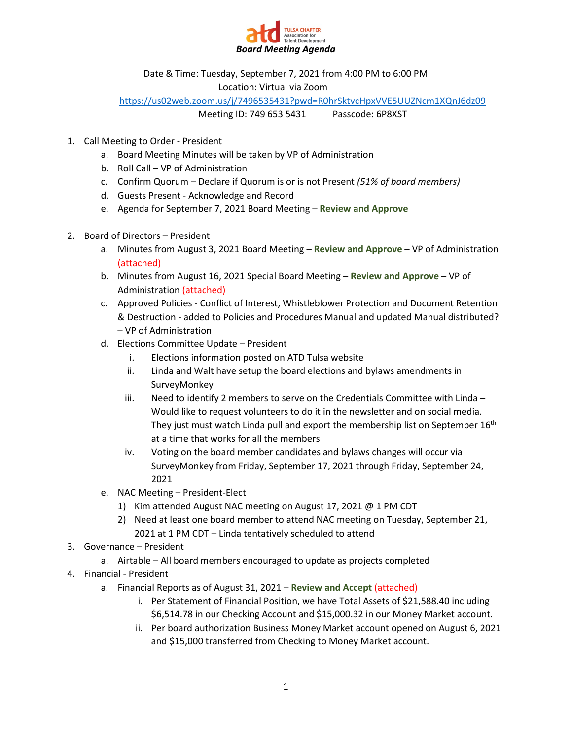TULSA CHAPTER Association for Talent Development

***Board Meeting Agenda***

Date & Time: Tuesday, September 7, 2021 from 4:00 PM to 6:00 PM
Location: Virtual via Zoom
https://us02web.zoom.us/j/7496535431?pwd=R0hrSktvcHpxVVE5UUZNcm1XQnJ6dz09
Meeting ID: 749 653 5431 Passcode: 6P8XST

1. Call Meeting to Order - President
   a. Board Meeting Minutes will be taken by VP of Administration
   b. Roll Call – VP of Administration
   c. Confirm Quorum – Declare if Quorum is or is not Present *(51% of board members)*
   d. Guests Present - Acknowledge and Record
   e. Agenda for September 7, 2021 Board Meeting – **Review and Approve**

2. Board of Directors – President
   a. Minutes from August 3, 2021 Board Meeting – **Review and Approve** – VP of Administration (attached)
   b. Minutes from August 16, 2021 Special Board Meeting – **Review and Approve** – VP of Administration (attached)
   c. Approved Policies - Conflict of Interest, Whistleblower Protection and Document Retention & Destruction - added to Policies and Procedures Manual and updated Manual distributed? – VP of Administration
   d. Elections Committee Update – President
      i. Elections information posted on ATD Tulsa website
      ii. Linda and Walt have setup the board elections and bylaws amendments in SurveyMonkey
      iii. Need to identify 2 members to serve on the Credentials Committee with Linda – Would like to request volunteers to do it in the newsletter and on social media. They just must watch Linda pull and export the membership list on September 16th at a time that works for all the members
      iv. Voting on the board member candidates and bylaws changes will occur via SurveyMonkey from Friday, September 17, 2021 through Friday, September 24, 2021
   e. NAC Meeting – President-Elect
      1) Kim attended August NAC meeting on August 17, 2021 @ 1 PM CDT
      2) Need at least one board member to attend NAC meeting on Tuesday, September 21, 2021 at 1 PM CDT – Linda tentatively scheduled to attend

3. Governance – President
   a. Airtable – All board members encouraged to update as projects completed

4. Financial - President
   a. Financial Reports as of August 31, 2021 – **Review and Accept** (attached)
      i. Per Statement of Financial Position, we have Total Assets of $21,588.40 including $6,514.78 in our Checking Account and $15,000.32 in our Money Market account.
      ii. Per board authorization Business Money Market account opened on August 6, 2021 and $15,000 transferred from Checking to Money Market account.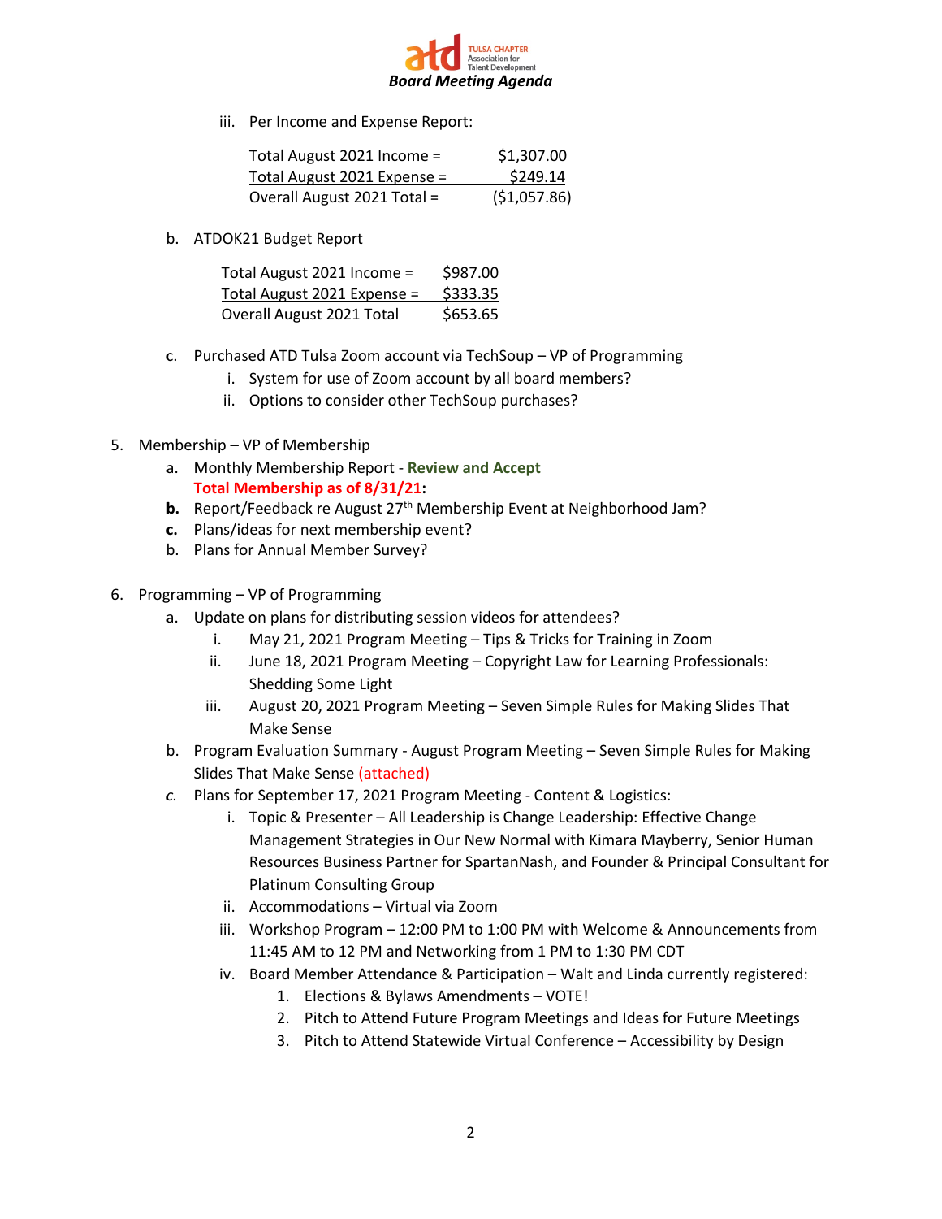iii. Per Income and Expense Report:

| | |
|---|---|
| Total August 2021 Income = | $1,307.00 |
| Total August 2021 Expense = | $249.14 |
| Overall August 2021 Total = | ($1,057.86) |

b. ATDOK21 Budget Report

| | |
|---|---|
| Total August 2021 Income = | $987.00 |
| Total August 2021 Expense = | $333.35 |
| Overall August 2021 Total | $653.65 |

c. Purchased ATD Tulsa Zoom account via TechSoup – VP of Programming
   i. System for use of Zoom account by all board members?
   ii. Options to consider other TechSoup purchases?

5. Membership – VP of Membership
   a. Monthly Membership Report - **Review and Accept**
      **Total Membership as of 8/31/21:**
   **b.** Report/Feedback re August 27th Membership Event at Neighborhood Jam?
   **c.** Plans/ideas for next membership event?
   b. Plans for Annual Member Survey?

6. Programming – VP of Programming
   a. Update on plans for distributing session videos for attendees?
      i. May 21, 2021 Program Meeting – Tips & Tricks for Training in Zoom
      ii. June 18, 2021 Program Meeting – Copyright Law for Learning Professionals: Shedding Some Light
      iii. August 20, 2021 Program Meeting – Seven Simple Rules for Making Slides That Make Sense
   b. Program Evaluation Summary - August Program Meeting – Seven Simple Rules for Making Slides That Make Sense (attached)
   *c.* Plans for September 17, 2021 Program Meeting - Content & Logistics:
      i. Topic & Presenter – All Leadership is Change Leadership: Effective Change Management Strategies in Our New Normal with Kimara Mayberry, Senior Human Resources Business Partner for SpartanNash, and Founder & Principal Consultant for Platinum Consulting Group
      ii. Accommodations – Virtual via Zoom
      iii. Workshop Program – 12:00 PM to 1:00 PM with Welcome & Announcements from 11:45 AM to 12 PM and Networking from 1 PM to 1:30 PM CDT
      iv. Board Member Attendance & Participation – Walt and Linda currently registered:
         1. Elections & Bylaws Amendments – VOTE!
         2. Pitch to Attend Future Program Meetings and Ideas for Future Meetings
         3. Pitch to Attend Statewide Virtual Conference – Accessibility by Design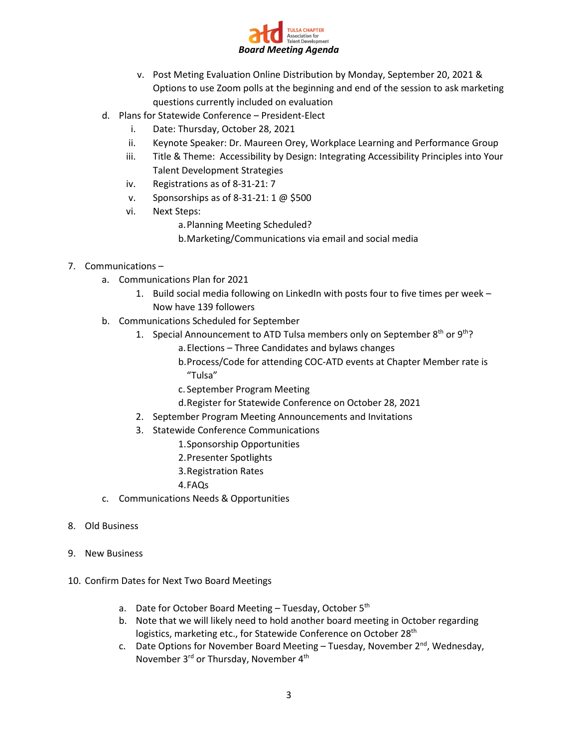v. Post Meting Evaluation Online Distribution by Monday, September 20, 2021 & Options to use Zoom polls at the beginning and end of the session to ask marketing questions currently included on evaluation

d. Plans for Statewide Conference – President-Elect
   - i. Date: Thursday, October 28, 2021
   - ii. Keynote Speaker: Dr. Maureen Orey, Workplace Learning and Performance Group
   - iii. Title & Theme: Accessibility by Design: Integrating Accessibility Principles into Your Talent Development Strategies
   - iv. Registrations as of 8-31-21: 7
   - v. Sponsorships as of 8-31-21: 1 @ $500
   - vi. Next Steps:
     - a. Planning Meeting Scheduled?
     - b. Marketing/Communications via email and social media

7. Communications –
   - a. Communications Plan for 2021
     1. Build social media following on LinkedIn with posts four to five times per week – Now have 139 followers
   - b. Communications Scheduled for September
     1. Special Announcement to ATD Tulsa members only on September 8th or 9th?
        - a. Elections – Three Candidates and bylaws changes
        - b. Process/Code for attending COC-ATD events at Chapter Member rate is "Tulsa"
        - c. September Program Meeting
        - d. Register for Statewide Conference on October 28, 2021
     2. September Program Meeting Announcements and Invitations
     3. Statewide Conference Communications
        1. Sponsorship Opportunities
        2. Presenter Spotlights
        3. Registration Rates
        4. FAQs
   - c. Communications Needs & Opportunities

8. Old Business

9. New Business

10. Confirm Dates for Next Two Board Meetings
    - a. Date for October Board Meeting – Tuesday, October 5th
    - b. Note that we will likely need to hold another board meeting in October regarding logistics, marketing etc., for Statewide Conference on October 28th
    - c. Date Options for November Board Meeting – Tuesday, November 2nd, Wednesday, November 3rd or Thursday, November 4th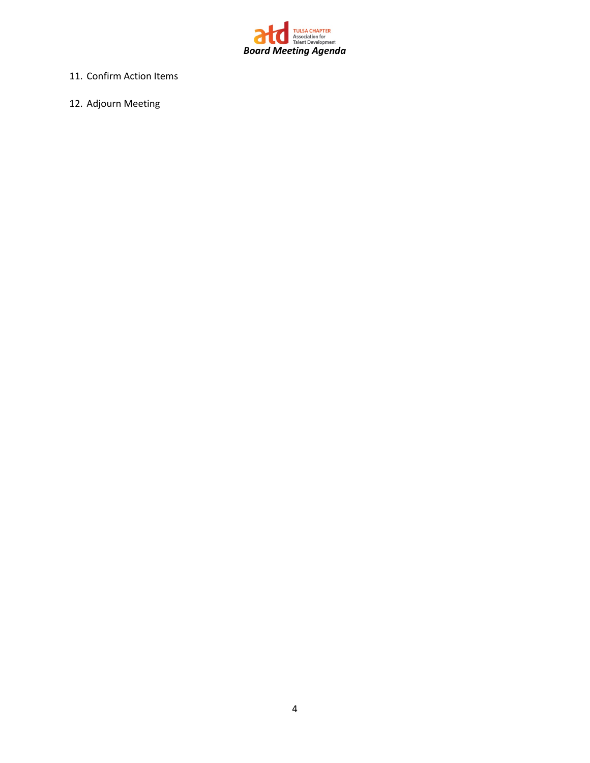11. Confirm Action Items

12. Adjourn Meeting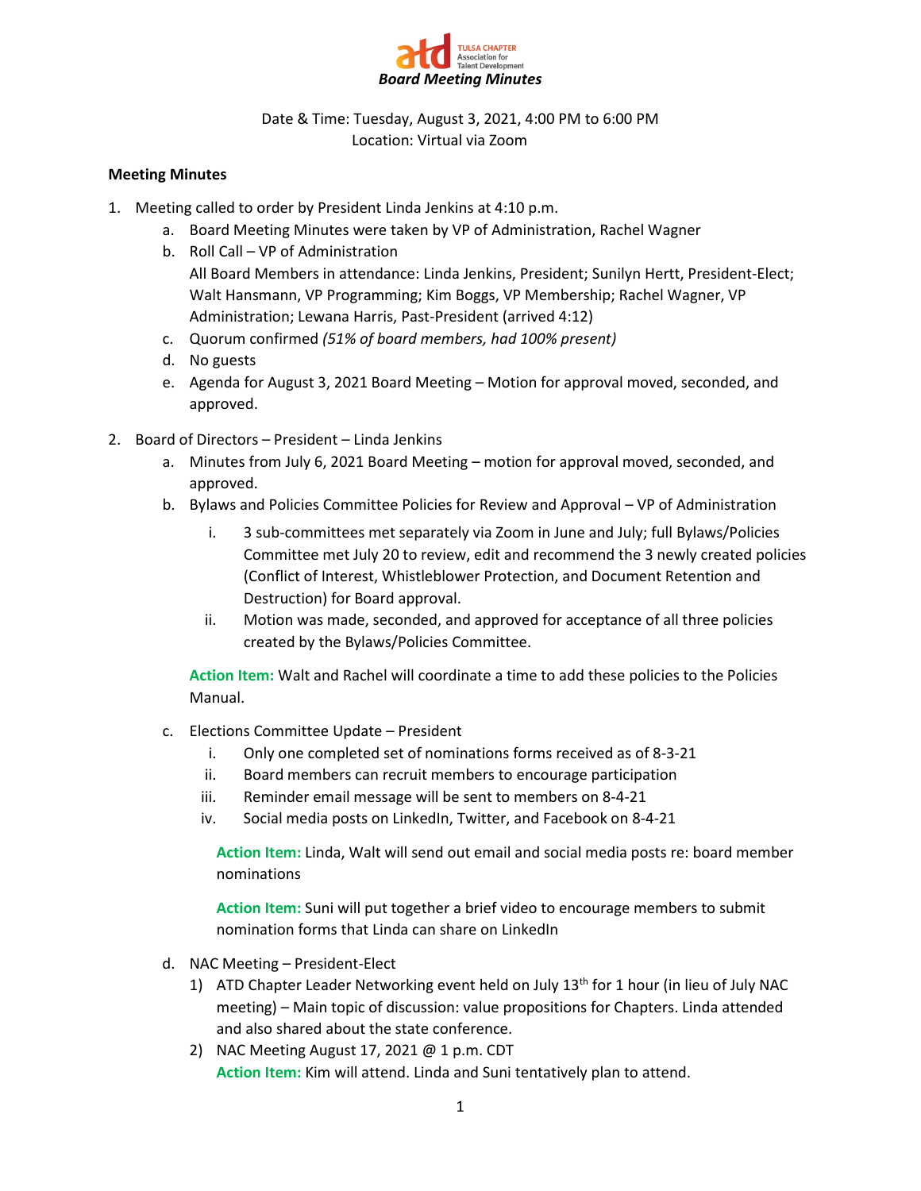**TULSA CHAPTER Association for Talent Development**

***Board Meeting Minutes***

Date & Time: Tuesday, August 3, 2021, 4:00 PM to 6:00 PM
Location: Virtual via Zoom

**Meeting Minutes**

1. Meeting called to order by President Linda Jenkins at 4:10 p.m.
    a. Board Meeting Minutes were taken by VP of Administration, Rachel Wagner
    b. Roll Call – VP of Administration
       All Board Members in attendance: Linda Jenkins, President; Sunilyn Hertt, President-Elect; Walt Hansmann, VP Programming; Kim Boggs, VP Membership; Rachel Wagner, VP Administration; Lewana Harris, Past-President (arrived 4:12)
    c. Quorum confirmed *(51% of board members, had 100% present)*
    d. No guests
    e. Agenda for August 3, 2021 Board Meeting – Motion for approval moved, seconded, and approved.

2. Board of Directors – President – Linda Jenkins
    a. Minutes from July 6, 2021 Board Meeting – motion for approval moved, seconded, and approved.
    b. Bylaws and Policies Committee Policies for Review and Approval – VP of Administration
        i. 3 sub-committees met separately via Zoom in June and July; full Bylaws/Policies Committee met July 20 to review, edit and recommend the 3 newly created policies (Conflict of Interest, Whistleblower Protection, and Document Retention and Destruction) for Board approval.
        ii. Motion was made, seconded, and approved for acceptance of all three policies created by the Bylaws/Policies Committee.

       **Action Item:** Walt and Rachel will coordinate a time to add these policies to the Policies Manual.

    c. Elections Committee Update – President
        i. Only one completed set of nominations forms received as of 8-3-21
        ii. Board members can recruit members to encourage participation
        iii. Reminder email message will be sent to members on 8-4-21
        iv. Social media posts on LinkedIn, Twitter, and Facebook on 8-4-21

        **Action Item:** Linda, Walt will send out email and social media posts re: board member nominations

        **Action Item:** Suni will put together a brief video to encourage members to submit nomination forms that Linda can share on LinkedIn

    d. NAC Meeting – President-Elect
        1) ATD Chapter Leader Networking event held on July 13th for 1 hour (in lieu of July NAC meeting) – Main topic of discussion: value propositions for Chapters. Linda attended and also shared about the state conference.
        2) NAC Meeting August 17, 2021 @ 1 p.m. CDT
           **Action Item:** Kim will attend. Linda and Suni tentatively plan to attend.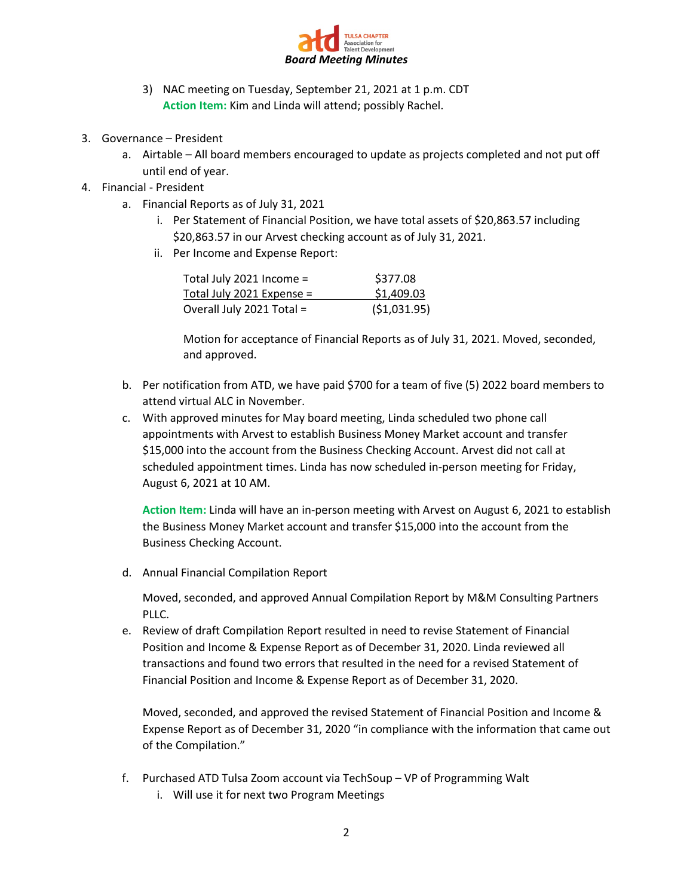3) NAC meeting on Tuesday, September 21, 2021 at 1 p.m. CDT
   **Action Item:** Kim and Linda will attend; possibly Rachel.

3. Governance – President
   a. Airtable – All board members encouraged to update as projects completed and not put off until end of year.
4. Financial - President
   a. Financial Reports as of July 31, 2021
      i. Per Statement of Financial Position, we have total assets of $20,863.57 including $20,863.57 in our Arvest checking account as of July 31, 2021.
      ii. Per Income and Expense Report:

| | |
|---|---|
| Total July 2021 Income = | $377.08 |
| Total July 2021 Expense = | $1,409.03 |
| Overall July 2021 Total = | ($1,031.95) |

Motion for acceptance of Financial Reports as of July 31, 2021. Moved, seconded, and approved.

   b. Per notification from ATD, we have paid $700 for a team of five (5) 2022 board members to attend virtual ALC in November.
   c. With approved minutes for May board meeting, Linda scheduled two phone call appointments with Arvest to establish Business Money Market account and transfer $15,000 into the account from the Business Checking Account. Arvest did not call at scheduled appointment times. Linda has now scheduled in-person meeting for Friday, August 6, 2021 at 10 AM.

      **Action Item:** Linda will have an in-person meeting with Arvest on August 6, 2021 to establish the Business Money Market account and transfer $15,000 into the account from the Business Checking Account.

   d. Annual Financial Compilation Report

      Moved, seconded, and approved Annual Compilation Report by M&M Consulting Partners PLLC.
   e. Review of draft Compilation Report resulted in need to revise Statement of Financial Position and Income & Expense Report as of December 31, 2020. Linda reviewed all transactions and found two errors that resulted in the need for a revised Statement of Financial Position and Income & Expense Report as of December 31, 2020.

      Moved, seconded, and approved the revised Statement of Financial Position and Income & Expense Report as of December 31, 2020 "in compliance with the information that came out of the Compilation."

   f. Purchased ATD Tulsa Zoom account via TechSoup – VP of Programming Walt
      i. Will use it for next two Program Meetings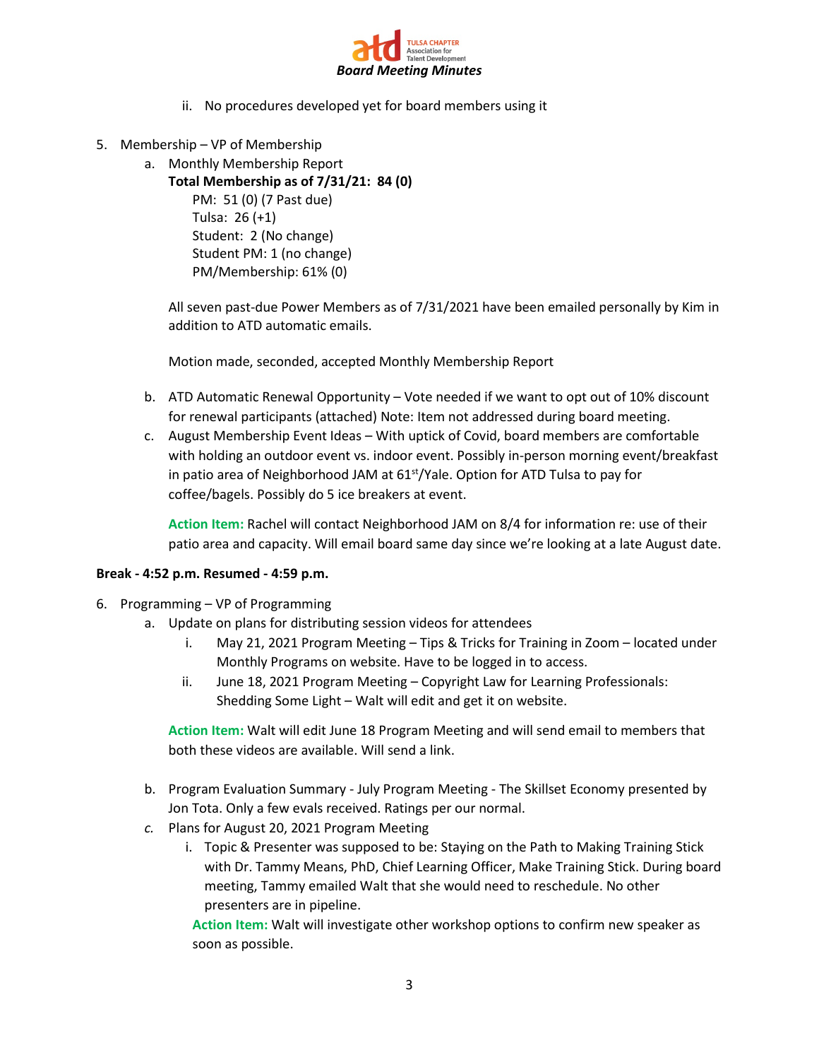ii. No procedures developed yet for board members using it

5. Membership – VP of Membership
   a. Monthly Membership Report
      **Total Membership as of 7/31/21: 84 (0)**
      PM: 51 (0) (7 Past due)
      Tulsa: 26 (+1)
      Student: 2 (No change)
      Student PM: 1 (no change)
      PM/Membership: 61% (0)

      All seven past-due Power Members as of 7/31/2021 have been emailed personally by Kim in addition to ATD automatic emails.

      Motion made, seconded, accepted Monthly Membership Report

   b. ATD Automatic Renewal Opportunity – Vote needed if we want to opt out of 10% discount for renewal participants (attached) Note: Item not addressed during board meeting.
   c. August Membership Event Ideas – With uptick of Covid, board members are comfortable with holding an outdoor event vs. indoor event. Possibly in-person morning event/breakfast in patio area of Neighborhood JAM at 61st/Yale. Option for ATD Tulsa to pay for coffee/bagels. Possibly do 5 ice breakers at event.

      **Action Item:** Rachel will contact Neighborhood JAM on 8/4 for information re: use of their patio area and capacity. Will email board same day since we're looking at a late August date.

**Break - 4:52 p.m. Resumed - 4:59 p.m.**

6. Programming – VP of Programming
   a. Update on plans for distributing session videos for attendees
      i. May 21, 2021 Program Meeting – Tips & Tricks for Training in Zoom – located under Monthly Programs on website. Have to be logged in to access.
      ii. June 18, 2021 Program Meeting – Copyright Law for Learning Professionals: Shedding Some Light – Walt will edit and get it on website.

      **Action Item:** Walt will edit June 18 Program Meeting and will send email to members that both these videos are available. Will send a link.

   b. Program Evaluation Summary - July Program Meeting - The Skillset Economy presented by Jon Tota. Only a few evals received. Ratings per our normal.
   c. Plans for August 20, 2021 Program Meeting
      i. Topic & Presenter was supposed to be: Staying on the Path to Making Training Stick with Dr. Tammy Means, PhD, Chief Learning Officer, Make Training Stick. During board meeting, Tammy emailed Walt that she would need to reschedule. No other presenters are in pipeline.

      **Action Item:** Walt will investigate other workshop options to confirm new speaker as soon as possible.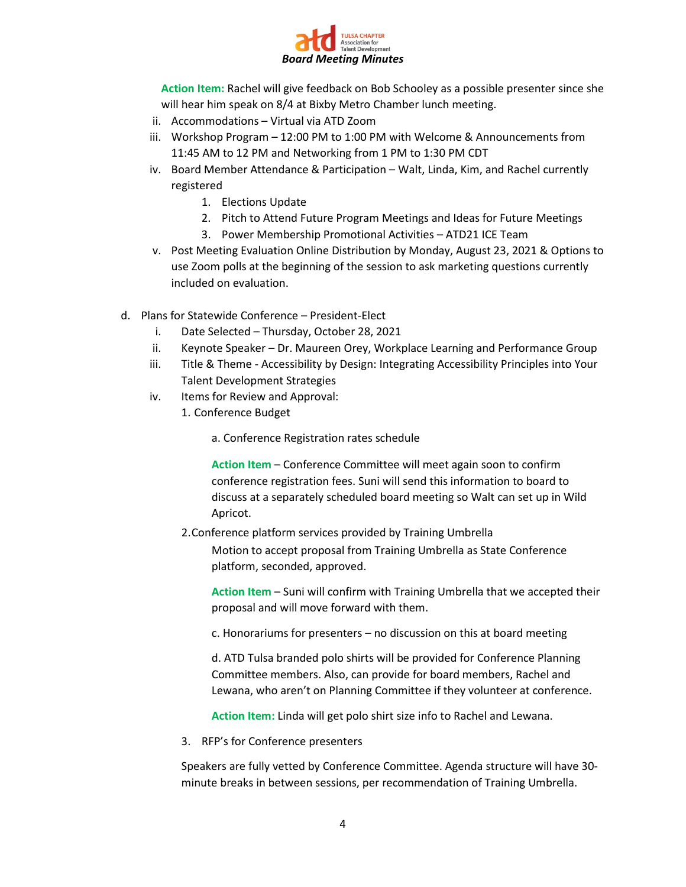**Action Item:** Rachel will give feedback on Bob Schooley as a possible presenter since she will hear him speak on 8/4 at Bixby Metro Chamber lunch meeting.

ii. Accommodations – Virtual via ATD Zoom

iii. Workshop Program – 12:00 PM to 1:00 PM with Welcome & Announcements from 11:45 AM to 12 PM and Networking from 1 PM to 1:30 PM CDT

iv. Board Member Attendance & Participation – Walt, Linda, Kim, and Rachel currently registered

1. Elections Update
2. Pitch to Attend Future Program Meetings and Ideas for Future Meetings
3. Power Membership Promotional Activities – ATD21 ICE Team

v. Post Meeting Evaluation Online Distribution by Monday, August 23, 2021 & Options to use Zoom polls at the beginning of the session to ask marketing questions currently included on evaluation.

d. Plans for Statewide Conference – President-Elect

i. Date Selected – Thursday, October 28, 2021

ii. Keynote Speaker – Dr. Maureen Orey, Workplace Learning and Performance Group

iii. Title & Theme - Accessibility by Design: Integrating Accessibility Principles into Your Talent Development Strategies

iv. Items for Review and Approval:

1. Conference Budget

a. Conference Registration rates schedule

**Action Item** – Conference Committee will meet again soon to confirm conference registration fees. Suni will send this information to board to discuss at a separately scheduled board meeting so Walt can set up in Wild Apricot.

2. Conference platform services provided by Training Umbrella

Motion to accept proposal from Training Umbrella as State Conference platform, seconded, approved.

**Action Item** – Suni will confirm with Training Umbrella that we accepted their proposal and will move forward with them.

c. Honorariums for presenters – no discussion on this at board meeting

d. ATD Tulsa branded polo shirts will be provided for Conference Planning Committee members. Also, can provide for board members, Rachel and Lewana, who aren't on Planning Committee if they volunteer at conference.

**Action Item:** Linda will get polo shirt size info to Rachel and Lewana.

3. RFP's for Conference presenters

Speakers are fully vetted by Conference Committee. Agenda structure will have 30-minute breaks in between sessions, per recommendation of Training Umbrella.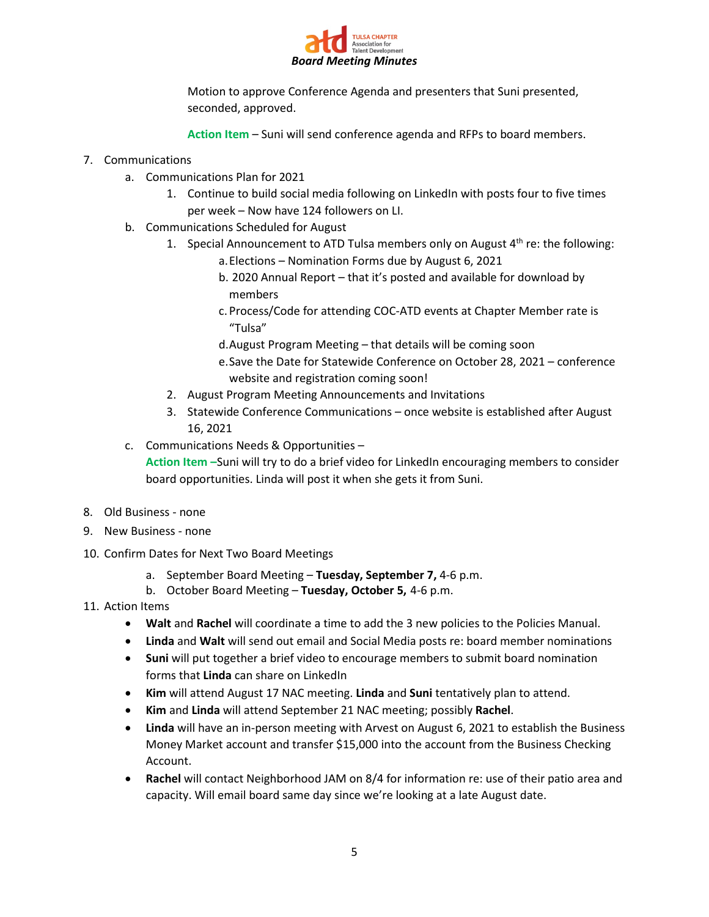Motion to approve Conference Agenda and presenters that Suni presented, seconded, approved.

**Action Item** – Suni will send conference agenda and RFPs to board members.

7. Communications
   a. Communications Plan for 2021
      1. Continue to build social media following on LinkedIn with posts four to five times per week – Now have 124 followers on LI.
   b. Communications Scheduled for August
      1. Special Announcement to ATD Tulsa members only on August 4th re: the following:
         a. Elections – Nomination Forms due by August 6, 2021
         b. 2020 Annual Report – that it's posted and available for download by members
         c. Process/Code for attending COC-ATD events at Chapter Member rate is "Tulsa"
         d. August Program Meeting – that details will be coming soon
         e. Save the Date for Statewide Conference on October 28, 2021 – conference website and registration coming soon!
      2. August Program Meeting Announcements and Invitations
      3. Statewide Conference Communications – once website is established after August 16, 2021
   c. Communications Needs & Opportunities –
      **Action Item** –Suni will try to do a brief video for LinkedIn encouraging members to consider board opportunities. Linda will post it when she gets it from Suni.

8. Old Business - none
9. New Business - none
10. Confirm Dates for Next Two Board Meetings
    a. September Board Meeting – **Tuesday, September 7,** 4-6 p.m.
    b. October Board Meeting – **Tuesday, October 5,** 4-6 p.m.
11. Action Items
    - **Walt** and **Rachel** will coordinate a time to add the 3 new policies to the Policies Manual.
    - **Linda** and **Walt** will send out email and Social Media posts re: board member nominations
    - **Suni** will put together a brief video to encourage members to submit board nomination forms that **Linda** can share on LinkedIn
    - **Kim** will attend August 17 NAC meeting. **Linda** and **Suni** tentatively plan to attend.
    - **Kim** and **Linda** will attend September 21 NAC meeting; possibly **Rachel**.
    - **Linda** will have an in-person meeting with Arvest on August 6, 2021 to establish the Business Money Market account and transfer $15,000 into the account from the Business Checking Account.
    - **Rachel** will contact Neighborhood JAM on 8/4 for information re: use of their patio area and capacity. Will email board same day since we're looking at a late August date.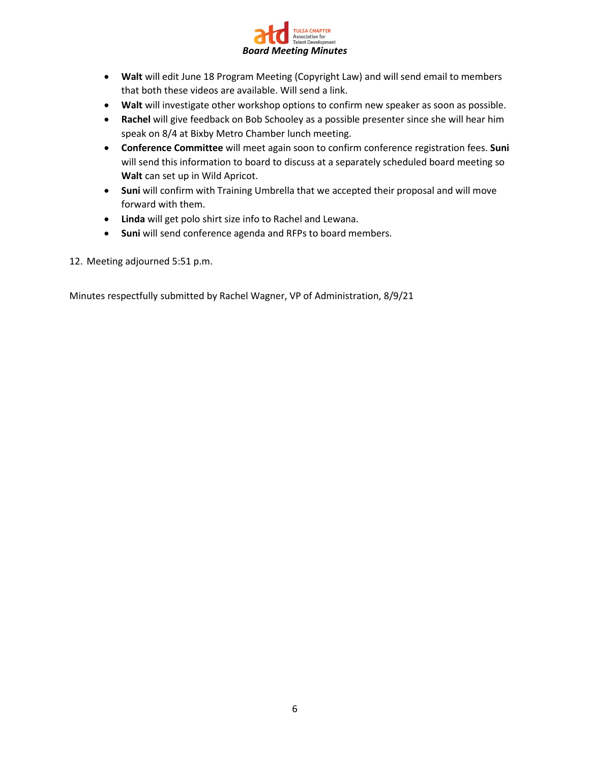- **Walt** will edit June 18 Program Meeting (Copyright Law) and will send email to members that both these videos are available. Will send a link.
- **Walt** will investigate other workshop options to confirm new speaker as soon as possible.
- **Rachel** will give feedback on Bob Schooley as a possible presenter since she will hear him speak on 8/4 at Bixby Metro Chamber lunch meeting.
- **Conference Committee** will meet again soon to confirm conference registration fees. **Suni** will send this information to board to discuss at a separately scheduled board meeting so **Walt** can set up in Wild Apricot.
- **Suni** will confirm with Training Umbrella that we accepted their proposal and will move forward with them.
- **Linda** will get polo shirt size info to Rachel and Lewana.
- **Suni** will send conference agenda and RFPs to board members.

12. Meeting adjourned 5:51 p.m.

Minutes respectfully submitted by Rachel Wagner, VP of Administration, 8/9/21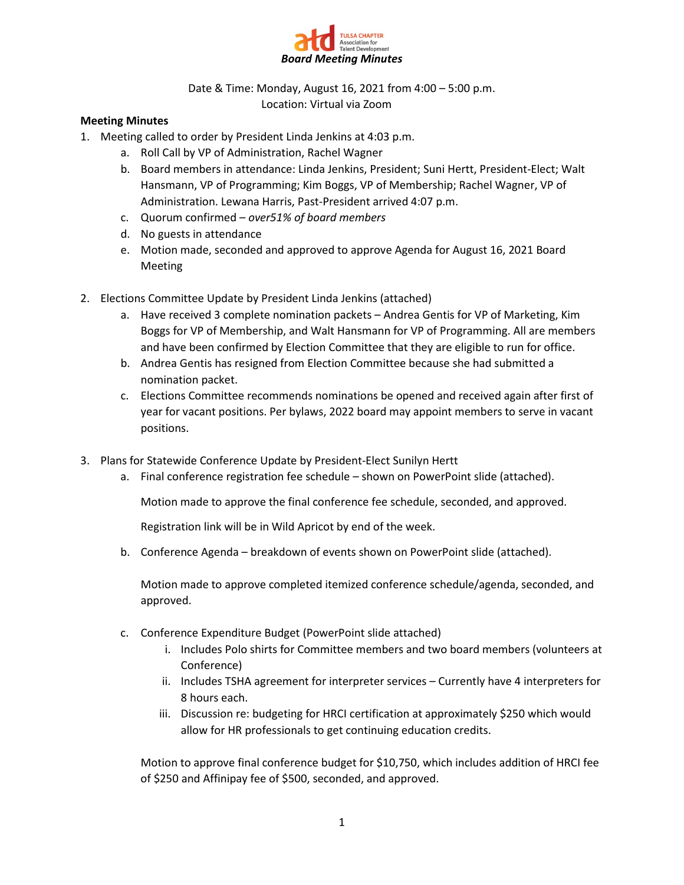TULSA CHAPTER Association for Talent Development

***Board Meeting Minutes***

Date & Time: Monday, August 16, 2021 from 4:00 – 5:00 p.m.
Location: Virtual via Zoom

**Meeting Minutes**

1. Meeting called to order by President Linda Jenkins at 4:03 p.m.
    a. Roll Call by VP of Administration, Rachel Wagner
    b. Board members in attendance: Linda Jenkins, President; Suni Hertt, President-Elect; Walt Hansmann, VP of Programming; Kim Boggs, VP of Membership; Rachel Wagner, VP of Administration. Lewana Harris, Past-President arrived 4:07 p.m.
    c. Quorum confirmed – *over51% of board members*
    d. No guests in attendance
    e. Motion made, seconded and approved to approve Agenda for August 16, 2021 Board Meeting

2. Elections Committee Update by President Linda Jenkins (attached)
    a. Have received 3 complete nomination packets – Andrea Gentis for VP of Marketing, Kim Boggs for VP of Membership, and Walt Hansmann for VP of Programming. All are members and have been confirmed by Election Committee that they are eligible to run for office.
    b. Andrea Gentis has resigned from Election Committee because she had submitted a nomination packet.
    c. Elections Committee recommends nominations be opened and received again after first of year for vacant positions. Per bylaws, 2022 board may appoint members to serve in vacant positions.

3. Plans for Statewide Conference Update by President-Elect Sunilyn Hertt
    a. Final conference registration fee schedule – shown on PowerPoint slide (attached).

        Motion made to approve the final conference fee schedule, seconded, and approved.

        Registration link will be in Wild Apricot by end of the week.

    b. Conference Agenda – breakdown of events shown on PowerPoint slide (attached).

        Motion made to approve completed itemized conference schedule/agenda, seconded, and approved.

    c. Conference Expenditure Budget (PowerPoint slide attached)
        i. Includes Polo shirts for Committee members and two board members (volunteers at Conference)
        ii. Includes TSHA agreement for interpreter services – Currently have 4 interpreters for 8 hours each.
        iii. Discussion re: budgeting for HRCI certification at approximately $250 which would allow for HR professionals to get continuing education credits.

        Motion to approve final conference budget for $10,750, which includes addition of HRCI fee of $250 and Affinipay fee of $500, seconded, and approved.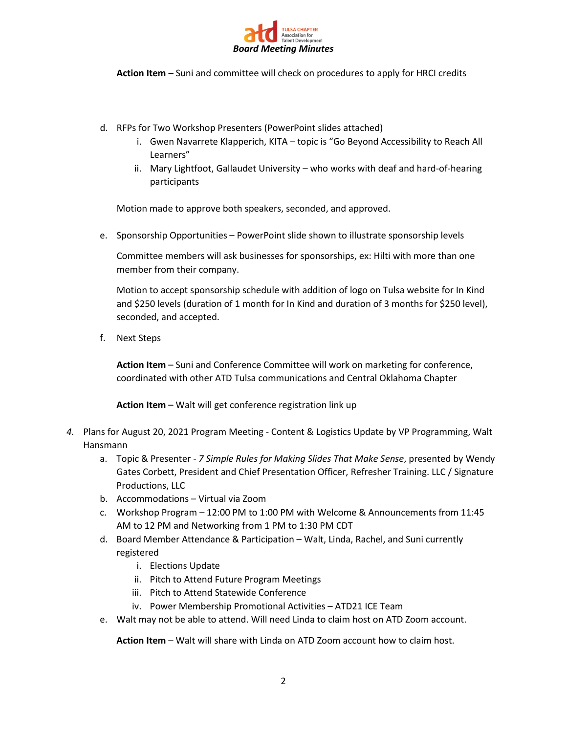**Action Item** – Suni and committee will check on procedures to apply for HRCI credits

d. RFPs for Two Workshop Presenters (PowerPoint slides attached)
   i. Gwen Navarrete Klapperich, KITA – topic is "Go Beyond Accessibility to Reach All Learners"
   ii. Mary Lightfoot, Gallaudet University – who works with deaf and hard-of-hearing participants

   Motion made to approve both speakers, seconded, and approved.

e. Sponsorship Opportunities – PowerPoint slide shown to illustrate sponsorship levels

   Committee members will ask businesses for sponsorships, ex: Hilti with more than one member from their company.

   Motion to accept sponsorship schedule with addition of logo on Tulsa website for In Kind and $250 levels (duration of 1 month for In Kind and duration of 3 months for $250 level), seconded, and accepted.

f. Next Steps

   **Action Item** – Suni and Conference Committee will work on marketing for conference, coordinated with other ATD Tulsa communications and Central Oklahoma Chapter

   **Action Item** – Walt will get conference registration link up

4. Plans for August 20, 2021 Program Meeting - Content & Logistics Update by VP Programming, Walt Hansmann
   a. Topic & Presenter - *7 Simple Rules for Making Slides That Make Sense*, presented by Wendy Gates Corbett, President and Chief Presentation Officer, Refresher Training. LLC / Signature Productions, LLC
   b. Accommodations – Virtual via Zoom
   c. Workshop Program – 12:00 PM to 1:00 PM with Welcome & Announcements from 11:45 AM to 12 PM and Networking from 1 PM to 1:30 PM CDT
   d. Board Member Attendance & Participation – Walt, Linda, Rachel, and Suni currently registered
      i. Elections Update
      ii. Pitch to Attend Future Program Meetings
      iii. Pitch to Attend Statewide Conference
      iv. Power Membership Promotional Activities – ATD21 ICE Team
   e. Walt may not be able to attend. Will need Linda to claim host on ATD Zoom account.

   **Action Item** – Walt will share with Linda on ATD Zoom account how to claim host.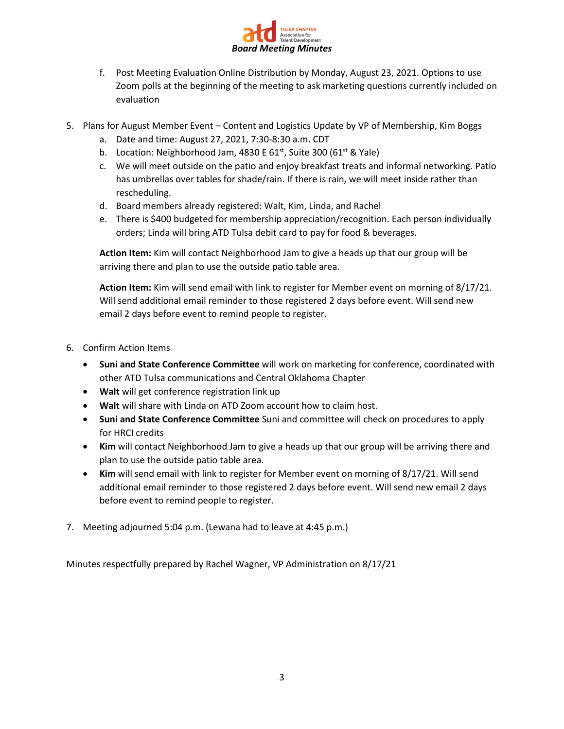f. Post Meeting Evaluation Online Distribution by Monday, August 23, 2021. Options to use Zoom polls at the beginning of the meeting to ask marketing questions currently included on evaluation

5. Plans for August Member Event – Content and Logistics Update by VP of Membership, Kim Boggs
   a. Date and time: August 27, 2021, 7:30-8:30 a.m. CDT
   b. Location: Neighborhood Jam, 4830 E 61st, Suite 300 (61st & Yale)
   c. We will meet outside on the patio and enjoy breakfast treats and informal networking. Patio has umbrellas over tables for shade/rain. If there is rain, we will meet inside rather than rescheduling.
   d. Board members already registered: Walt, Kim, Linda, and Rachel
   e. There is $400 budgeted for membership appreciation/recognition. Each person individually orders; Linda will bring ATD Tulsa debit card to pay for food & beverages.

   **Action Item:** Kim will contact Neighborhood Jam to give a heads up that our group will be arriving there and plan to use the outside patio table area.

   **Action Item:** Kim will send email with link to register for Member event on morning of 8/17/21. Will send additional email reminder to those registered 2 days before event. Will send new email 2 days before event to remind people to register.

6. Confirm Action Items
   - **Suni and State Conference Committee** will work on marketing for conference, coordinated with other ATD Tulsa communications and Central Oklahoma Chapter
   - **Walt** will get conference registration link up
   - **Walt** will share with Linda on ATD Zoom account how to claim host.
   - **Suni and State Conference Committee** Suni and committee will check on procedures to apply for HRCI credits
   - **Kim** will contact Neighborhood Jam to give a heads up that our group will be arriving there and plan to use the outside patio table area.
   - **Kim** will send email with link to register for Member event on morning of 8/17/21. Will send additional email reminder to those registered 2 days before event. Will send new email 2 days before event to remind people to register.

7. Meeting adjourned 5:04 p.m. (Lewana had to leave at 4:45 p.m.)

Minutes respectfully prepared by Rachel Wagner, VP Administration on 8/17/21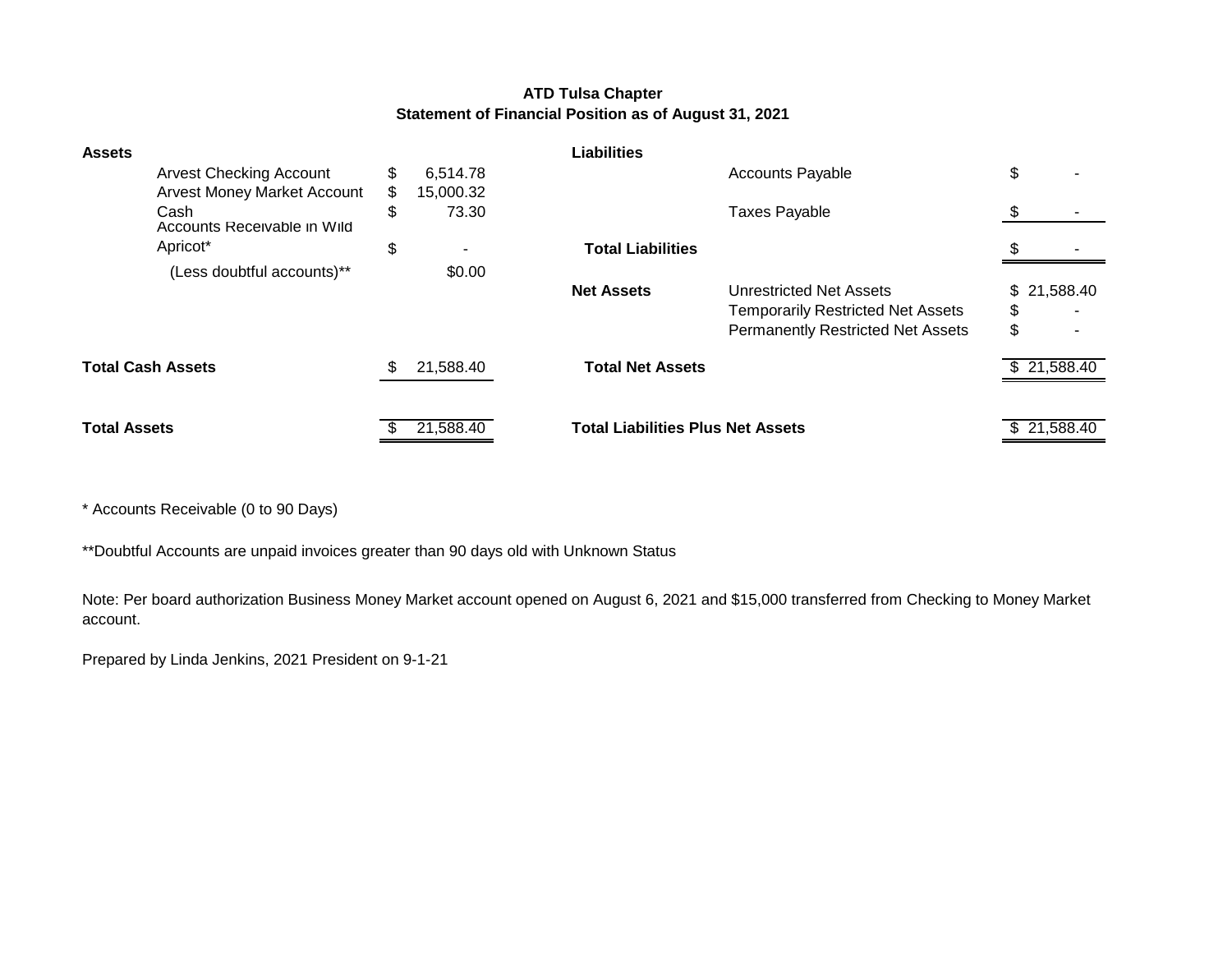**ATD Tulsa Chapter**
**Statement of Financial Position as of August 31, 2021**

| **Assets** | | | **Liabilities** | | |
|---|---|---|---|---|---|
| | Arvest Checking Account | $ 6,514.78 | | Accounts Payable | $ - |
| | Arvest Money Market Account | $ 15,000.32 | | | |
| | Cash | $ 73.30 | | Taxes Payable | $ - |
| | Accounts Receivable in Wild Apricot* | $ - | **Total Liabilities** | | $ - |
| | (Less doubtful accounts)** | $0.00 | | | |
| | | | **Net Assets** | Unrestricted Net Assets | $ 21,588.40 |
| | | | | Temporarily Restricted Net Assets | $ - |
| | | | | Permanently Restricted Net Assets | $ - |
| **Total Cash Assets** | | $ 21,588.40 | **Total Net Assets** | | $ 21,588.40 |
| **Total Assets** | | $ 21,588.40 | **Total Liabilities Plus Net Assets** | | $ 21,588.40 |

* Accounts Receivable (0 to 90 Days)

**Doubtful Accounts are unpaid invoices greater than 90 days old with Unknown Status

Note: Per board authorization Business Money Market account opened on August 6, 2021 and $15,000 transferred from Checking to Money Market account.

Prepared by Linda Jenkins, 2021 President on 9-1-21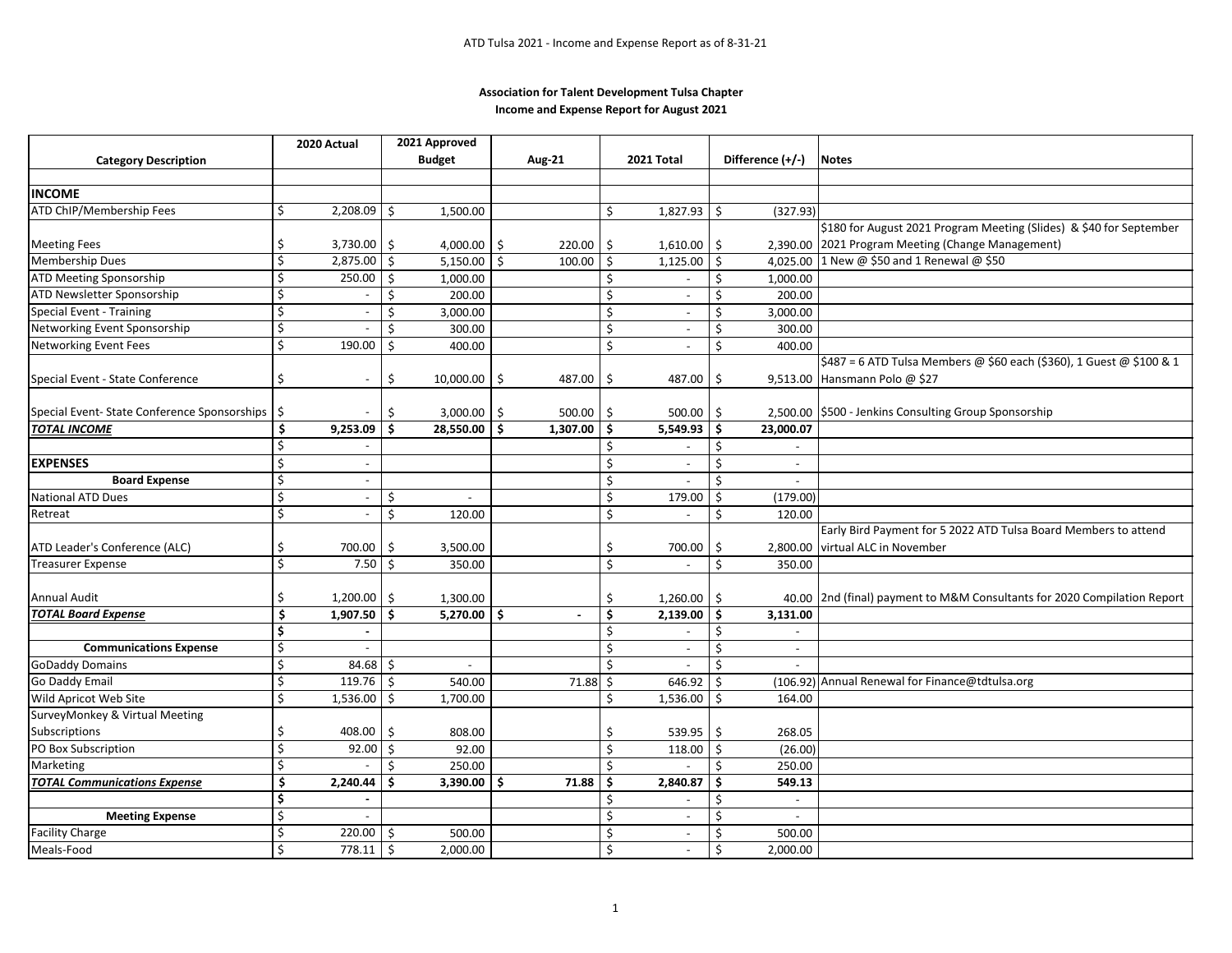ATD Tulsa 2021 - Income and Expense Report as of 8-31-21

**Association for Talent Development Tulsa Chapter**
**Income and Expense Report for August 2021**

| Category Description | 2020 Actual | 2021 Approved Budget | Aug-21 | 2021 Total | Difference (+/-) | Notes |
|---|---|---|---|---|---|---|
| | | | | | | |
| **INCOME** | | | | | | |
| ATD ChIP/Membership Fees | $ 2,208.09 | $ 1,500.00 | | $ 1,827.93 | $ (327.93) | |
| Meeting Fees | $ 3,730.00 | $ 4,000.00 | $ 220.00 | $ 1,610.00 | $ 2,390.00 | $180 for August 2021 Program Meeting (Slides) & $40 for September 2021 Program Meeting (Change Management) |
| Membership Dues | $ 2,875.00 | $ 5,150.00 | $ 100.00 | $ 1,125.00 | $ 4,025.00 | 1 New @ $50 and 1 Renewal @ $50 |
| ATD Meeting Sponsorship | $ 250.00 | $ 1,000.00 | | $ - | $ 1,000.00 | |
| ATD Newsletter Sponsorship | $ - | $ 200.00 | | $ - | $ 200.00 | |
| Special Event - Training | $ - | $ 3,000.00 | | $ - | $ 3,000.00 | |
| Networking Event Sponsorship | $ - | $ 300.00 | | $ - | $ 300.00 | |
| Networking Event Fees | $ 190.00 | $ 400.00 | | $ - | $ 400.00 | |
| Special Event - State Conference | $ - | $ 10,000.00 | $ 487.00 | $ 487.00 | $ 9,513.00 | $487 = 6 ATD Tulsa Members @ $60 each ($360), 1 Guest @ $100 & 1 Hansmann Polo @ $27 |
| Special Event- State Conference Sponsorships | $ - | $ 3,000.00 | $ 500.00 | $ 500.00 | $ 2,500.00 | $500 - Jenkins Consulting Group Sponsorship |
| ***TOTAL INCOME*** | **$ 9,253.09** | **$ 28,550.00** | **$ 1,307.00** | **$ 5,549.93** | **$ 23,000.07** | |
| | $ - | | | $ - | $ - | |
| **EXPENSES** | $ - | | | $ - | $ - | |
| **Board Expense** | $ - | | | $ - | $ - | |
| National ATD Dues | $ - | $ - | | $ 179.00 | $ (179.00) | |
| Retreat | $ - | $ 120.00 | | $ - | $ 120.00 | |
| ATD Leader's Conference (ALC) | $ 700.00 | $ 3,500.00 | | $ 700.00 | $ 2,800.00 | Early Bird Payment for 5 2022 ATD Tulsa Board Members to attend virtual ALC in November |
| Treasurer Expense | $ 7.50 | $ 350.00 | | $ - | $ 350.00 | |
| Annual Audit | $ 1,200.00 | $ 1,300.00 | | $ 1,260.00 | $ 40.00 | 2nd (final) payment to M&M Consultants for 2020 Compilation Report |
| ***TOTAL Board Expense*** | **$ 1,907.50** | **$ 5,270.00** | **$ -** | **$ 2,139.00** | **$ 3,131.00** | |
| | **$ -** | | | $ - | $ - | |
| **Communications Expense** | $ - | | | $ - | $ - | |
| GoDaddy Domains | $ 84.68 | $ - | | $ - | $ - | |
| Go Daddy Email | $ 119.76 | $ 540.00 | 71.88 | $ 646.92 | $ (106.92) | Annual Renewal for Finance@tdtulsa.org |
| Wild Apricot Web Site | $ 1,536.00 | $ 1,700.00 | | $ 1,536.00 | $ 164.00 | |
| SurveyMonkey & Virtual Meeting Subscriptions | $ 408.00 | $ 808.00 | | $ 539.95 | $ 268.05 | |
| PO Box Subscription | $ 92.00 | $ 92.00 | | $ 118.00 | $ (26.00) | |
| Marketing | $ - | $ 250.00 | | $ - | $ 250.00 | |
| ***TOTAL Communications Expense*** | **$ 2,240.44** | **$ 3,390.00** | **$ 71.88** | **$ 2,840.87** | **$ 549.13** | |
| | **$ -** | | | $ - | $ - | |
| **Meeting Expense** | $ - | | | $ - | $ - | |
| Facility Charge | $ 220.00 | $ 500.00 | | $ - | $ 500.00 | |
| Meals-Food | $ 778.11 | $ 2,000.00 | | $ - | $ 2,000.00 | |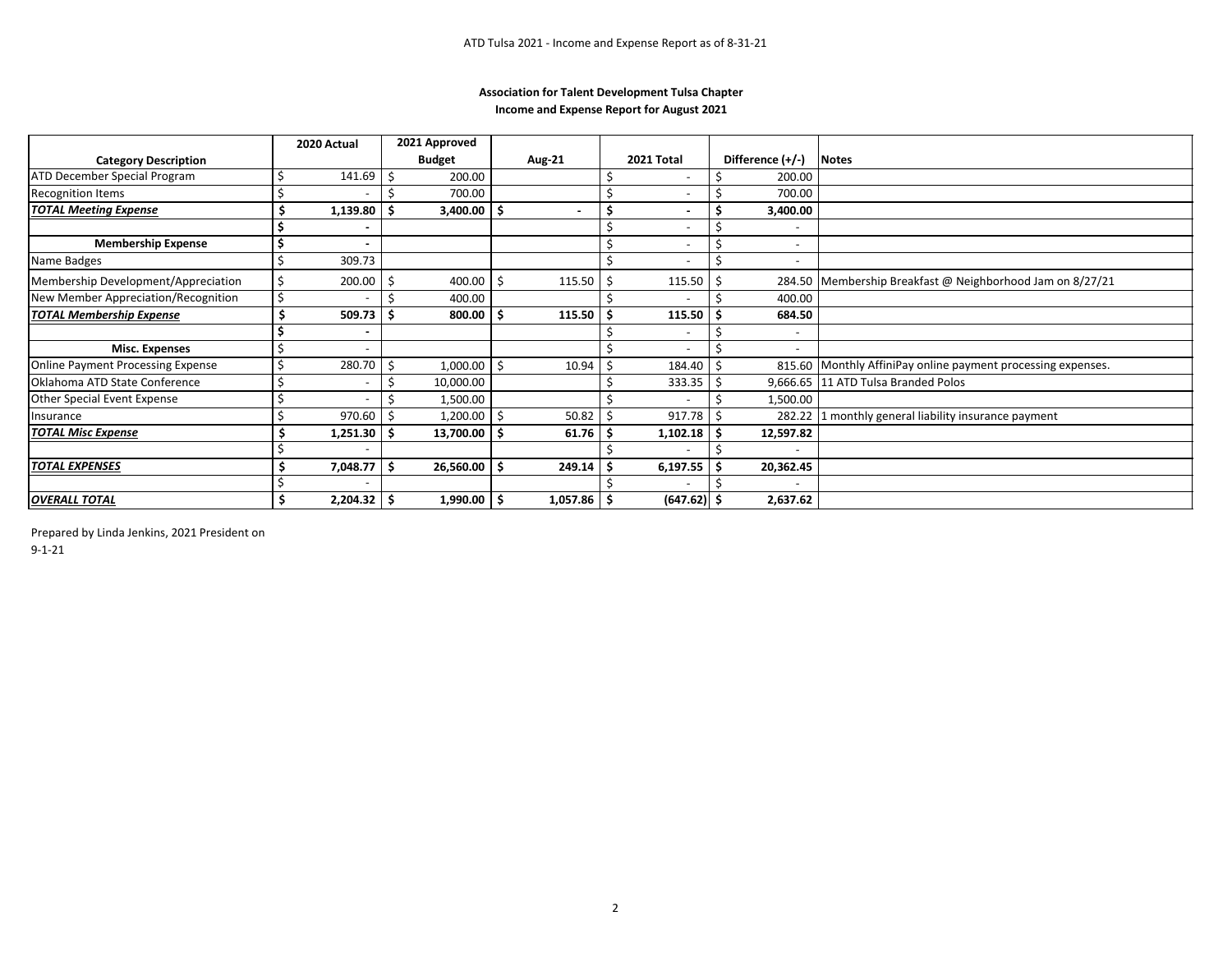**Association for Talent Development Tulsa Chapter**
**Income and Expense Report for August 2021**

| Category Description | 2020 Actual | 2021 Approved Budget | Aug-21 | 2021 Total | Difference (+/-) | Notes |
|---|---|---|---|---|---|---|
| ATD December Special Program | $ 141.69 | $ 200.00 | | $ - | $ 200.00 | |
| Recognition Items | $ - | $ 700.00 | | $ - | $ 700.00 | |
| ***TOTAL Meeting Expense*** | **$ 1,139.80** | **$ 3,400.00** | **$ -** | **$ -** | **$ 3,400.00** | |
| | **$ -** | | | $ - | $ - | |
| **Membership Expense** | **$ -** | | | $ - | $ - | |
| Name Badges | $ 309.73 | | | $ - | $ - | |
| Membership Development/Appreciation | $ 200.00 | $ 400.00 | $ 115.50 | $ 115.50 | $ 284.50 | Membership Breakfast @ Neighborhood Jam on 8/27/21 |
| New Member Appreciation/Recognition | $ - | $ 400.00 | | $ - | $ 400.00 | |
| ***TOTAL Membership Expense*** | **$ 509.73** | **$ 800.00** | **$ 115.50** | **$ 115.50** | **$ 684.50** | |
| | **$ -** | | | $ - | $ - | |
| **Misc. Expenses** | $ - | | | $ - | $ - | |
| Online Payment Processing Expense | $ 280.70 | $ 1,000.00 | $ 10.94 | $ 184.40 | $ 815.60 | Monthly AffiniPay online payment processing expenses. |
| Oklahoma ATD State Conference | $ - | $ 10,000.00 | | $ 333.35 | $ 9,666.65 | 11 ATD Tulsa Branded Polos |
| Other Special Event Expense | $ - | $ 1,500.00 | | $ - | $ 1,500.00 | |
| Insurance | $ 970.60 | $ 1,200.00 | $ 50.82 | $ 917.78 | $ 282.22 | 1 monthly general liability insurance payment |
| ***TOTAL Misc Expense*** | **$ 1,251.30** | **$ 13,700.00** | **$ 61.76** | **$ 1,102.18** | **$ 12,597.82** | |
| | $ - | | | $ - | $ - | |
| ***TOTAL EXPENSES*** | **$ 7,048.77** | **$ 26,560.00** | **$ 249.14** | **$ 6,197.55** | **$ 20,362.45** | |
| | $ - | | | $ - | $ - | |
| ***OVERALL TOTAL*** | **$ 2,204.32** | **$ 1,990.00** | **$ 1,057.86** | **$ (647.62)** | **$ 2,637.62** | |

Prepared by Linda Jenkins, 2021 President on
9-1-21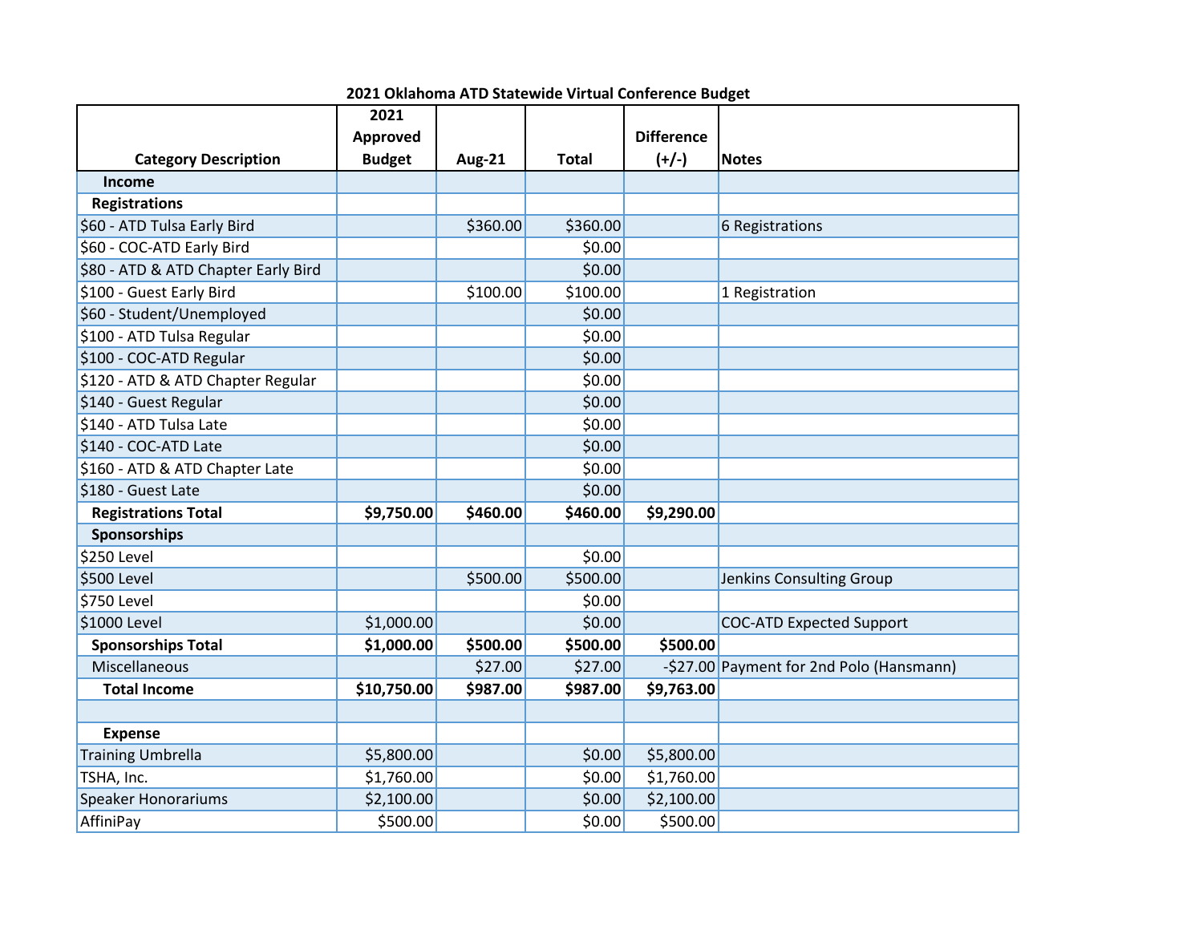## 2021 Oklahoma ATD Statewide Virtual Conference Budget

| Category Description | 2021 Approved Budget | Aug-21 | Total | Difference (+/-) | Notes |
|---|---|---|---|---|---|
| **Income** | | | | | |
| **Registrations** | | | | | |
| $60 - ATD Tulsa Early Bird | | $360.00 | $360.00 | | 6 Registrations |
| $60 - COC-ATD Early Bird | | | $0.00 | | |
| $80 - ATD & ATD Chapter Early Bird | | | $0.00 | | |
| $100 - Guest Early Bird | | $100.00 | $100.00 | | 1 Registration |
| $60 - Student/Unemployed | | | $0.00 | | |
| $100 - ATD Tulsa Regular | | | $0.00 | | |
| $100 - COC-ATD Regular | | | $0.00 | | |
| $120 - ATD & ATD Chapter Regular | | | $0.00 | | |
| $140 - Guest Regular | | | $0.00 | | |
| $140 - ATD Tulsa Late | | | $0.00 | | |
| $140 - COC-ATD Late | | | $0.00 | | |
| $160 - ATD & ATD Chapter Late | | | $0.00 | | |
| $180 - Guest Late | | | $0.00 | | |
| **Registrations Total** | **$9,750.00** | **$460.00** | **$460.00** | **$9,290.00** | |
| **Sponsorships** | | | | | |
| $250 Level | | | $0.00 | | |
| $500 Level | | $500.00 | $500.00 | | Jenkins Consulting Group |
| $750 Level | | | $0.00 | | |
| $1000 Level | $1,000.00 | | $0.00 | | COC-ATD Expected Support |
| **Sponsorships Total** | **$1,000.00** | **$500.00** | **$500.00** | **$500.00** | |
| Miscellaneous | | $27.00 | $27.00 | -$27.00 | Payment for 2nd Polo (Hansmann) |
| **Total Income** | **$10,750.00** | **$987.00** | **$987.00** | **$9,763.00** | |
| | | | | | |
| **Expense** | | | | | |
| Training Umbrella | $5,800.00 | | $0.00 | $5,800.00 | |
| TSHA, Inc. | $1,760.00 | | $0.00 | $1,760.00 | |
| Speaker Honorariums | $2,100.00 | | $0.00 | $2,100.00 | |
| AffiniPay | $500.00 | | $0.00 | $500.00 | |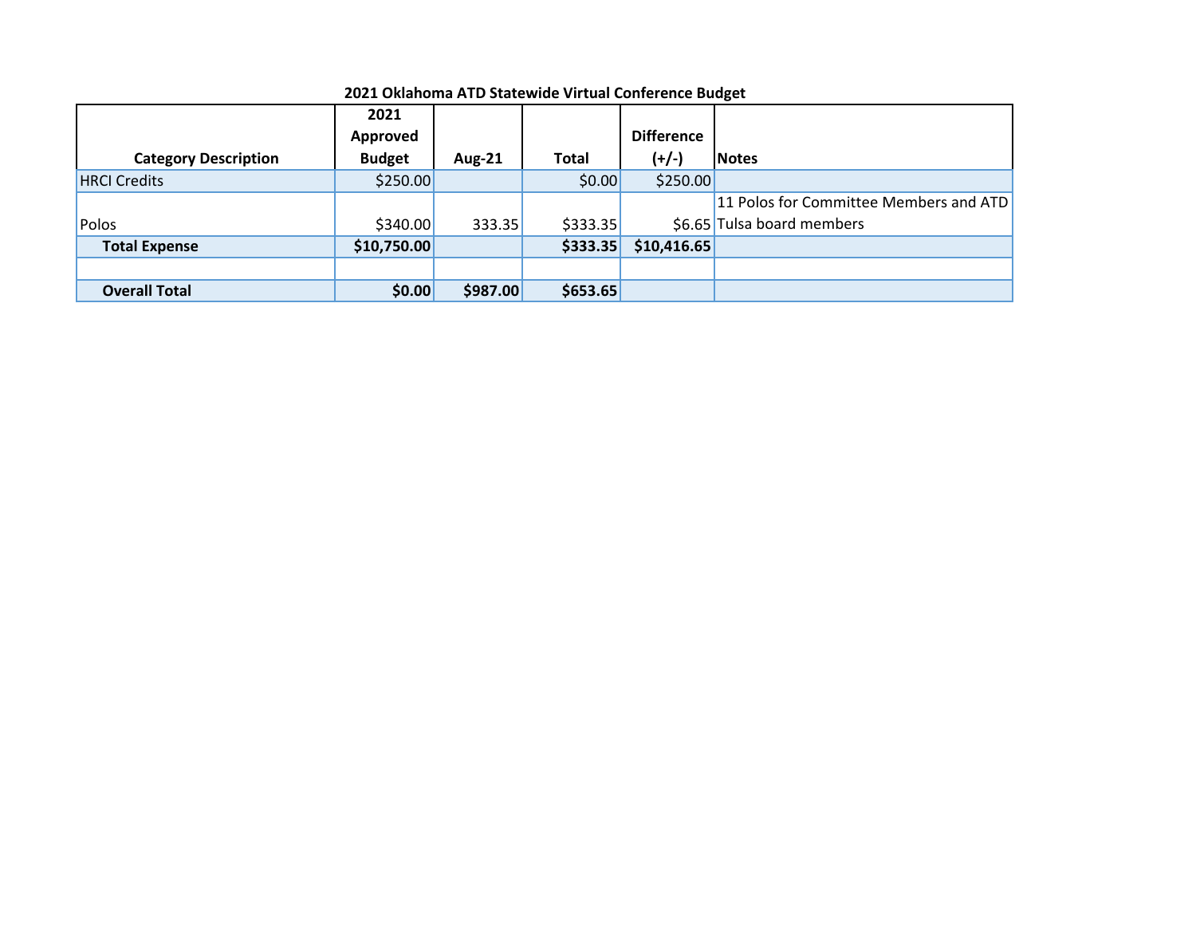**2021 Oklahoma ATD Statewide Virtual Conference Budget**

| Category Description | 2021 Approved Budget | Aug-21 | Total | Difference (+/-) | Notes |
|---|---|---|---|---|---|
| HRCI Credits | $250.00 | | $0.00 | $250.00 | |
| Polos | $340.00 | 333.35 | $333.35 | $6.65 | 11 Polos for Committee Members and ATD Tulsa board members |
| **Total Expense** | **$10,750.00** | | **$333.35** | **$10,416.65** | |
| | | | | | |
| **Overall Total** | **$0.00** | **$987.00** | **$653.65** | | |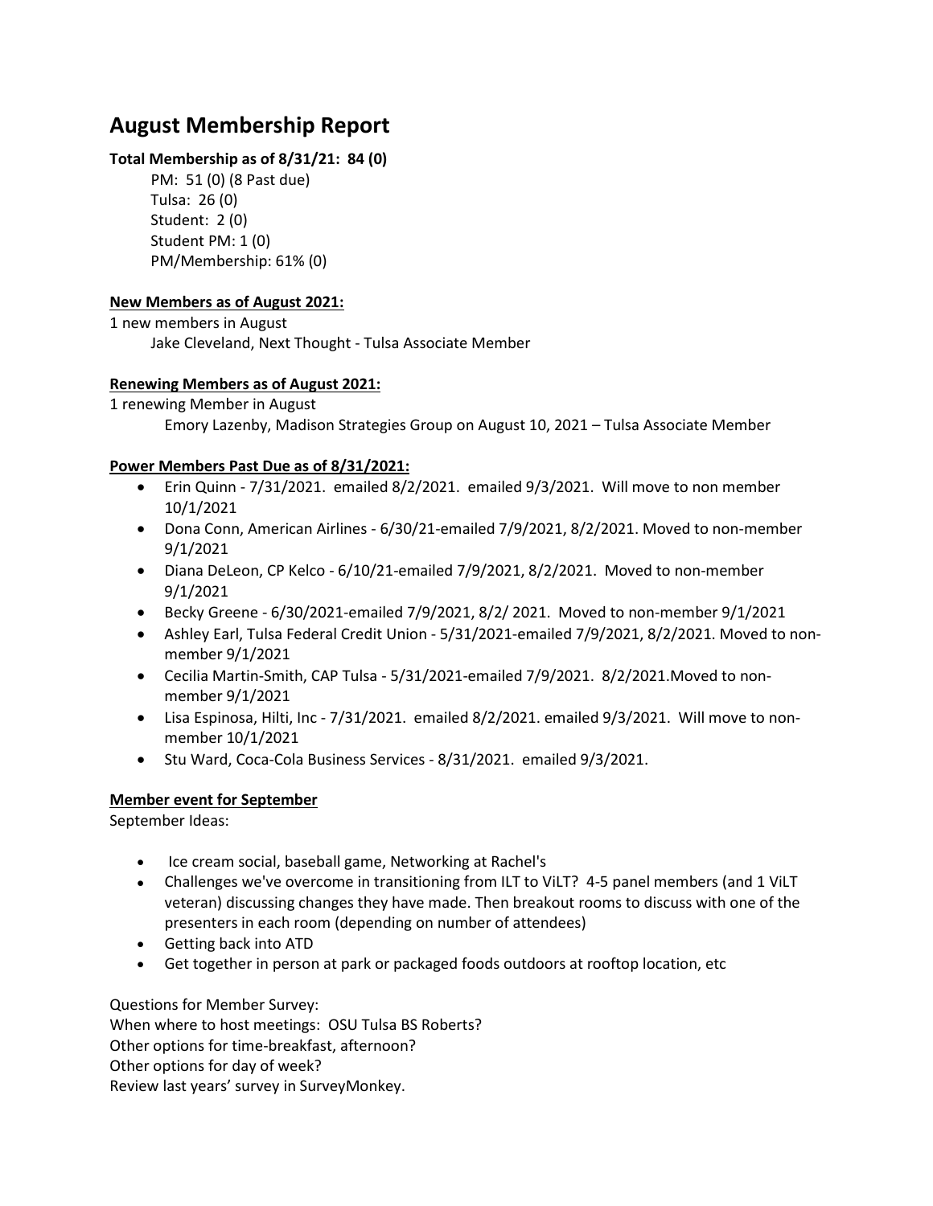# August Membership Report

**Total Membership as of 8/31/21: 84 (0)**

PM: 51 (0) (8 Past due)
Tulsa: 26 (0)
Student: 2 (0)
Student PM: 1 (0)
PM/Membership: 61% (0)

**<u>New Members as of August 2021:</u>**

1 new members in August

Jake Cleveland, Next Thought - Tulsa Associate Member

**<u>Renewing Members as of August 2021:</u>**

1 renewing Member in August

Emory Lazenby, Madison Strategies Group on August 10, 2021 – Tulsa Associate Member

**<u>Power Members Past Due as of 8/31/2021:</u>**

- Erin Quinn - 7/31/2021. emailed 8/2/2021. emailed 9/3/2021. Will move to non member 10/1/2021
- Dona Conn, American Airlines - 6/30/21-emailed 7/9/2021, 8/2/2021. Moved to non-member 9/1/2021
- Diana DeLeon, CP Kelco - 6/10/21-emailed 7/9/2021, 8/2/2021. Moved to non-member 9/1/2021
- Becky Greene - 6/30/2021-emailed 7/9/2021, 8/2/ 2021. Moved to non-member 9/1/2021
- Ashley Earl, Tulsa Federal Credit Union - 5/31/2021-emailed 7/9/2021, 8/2/2021. Moved to non-member 9/1/2021
- Cecilia Martin-Smith, CAP Tulsa - 5/31/2021-emailed 7/9/2021. 8/2/2021.Moved to non-member 9/1/2021
- Lisa Espinosa, Hilti, Inc - 7/31/2021. emailed 8/2/2021. emailed 9/3/2021. Will move to non-member 10/1/2021
- Stu Ward, Coca-Cola Business Services - 8/31/2021. emailed 9/3/2021.

**<u>Member event for September</u>**

September Ideas:

- Ice cream social, baseball game, Networking at Rachel's
- Challenges we've overcome in transitioning from ILT to ViLT? 4-5 panel members (and 1 ViLT veteran) discussing changes they have made. Then breakout rooms to discuss with one of the presenters in each room (depending on number of attendees)
- Getting back into ATD
- Get together in person at park or packaged foods outdoors at rooftop location, etc

Questions for Member Survey:
When where to host meetings: OSU Tulsa BS Roberts?
Other options for time-breakfast, afternoon?
Other options for day of week?
Review last years' survey in SurveyMonkey.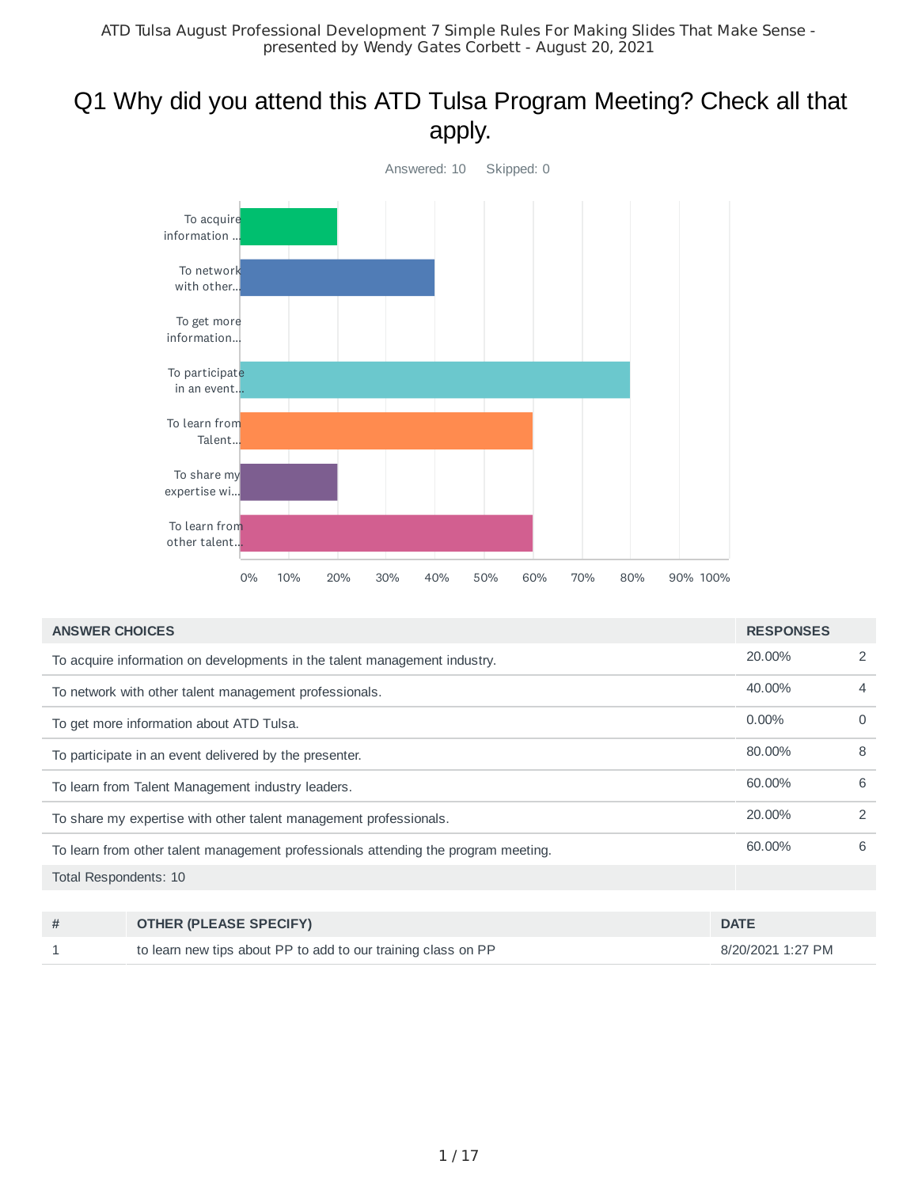ATD Tulsa August Professional Development 7 Simple Rules For Making Slides That Make Sense - presented by Wendy Gates Corbett - August 20, 2021

# Q1 Why did you attend this ATD Tulsa Program Meeting? Check all that apply.

Answered: 10 Skipped: 0

| ANSWER CHOICES | RESPONSES | |
|---|---|---|
| To acquire information on developments in the talent management industry. | 20.00% | 2 |
| To network with other talent management professionals. | 40.00% | 4 |
| To get more information about ATD Tulsa. | 0.00% | 0 |
| To participate in an event delivered by the presenter. | 80.00% | 8 |
| To learn from Talent Management industry leaders. | 60.00% | 6 |
| To share my expertise with other talent management professionals. | 20.00% | 2 |
| To learn from other talent management professionals attending the program meeting. | 60.00% | 6 |
| Total Respondents: 10 | | |

| # | OTHER (PLEASE SPECIFY) | DATE |
|---|---|---|
| 1 | to learn new tips about PP to add to our training class on PP | 8/20/2021 1:27 PM |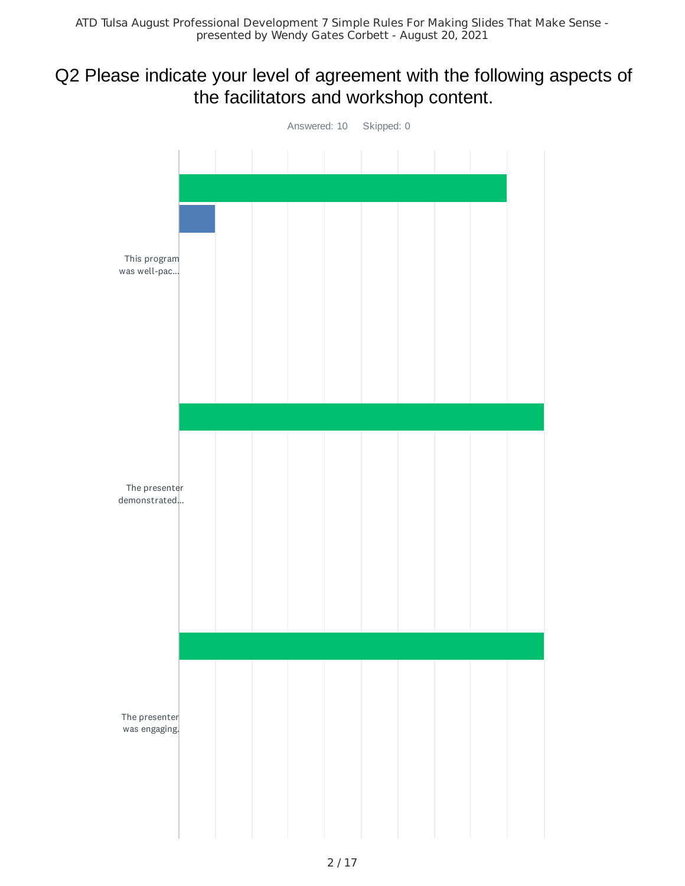# Q2 Please indicate your level of agreement with the following aspects of the facilitators and workshop content.

Answered: 10    Skipped: 0

This program was well-pac...

The presenter demonstrated...

The presenter was engaging.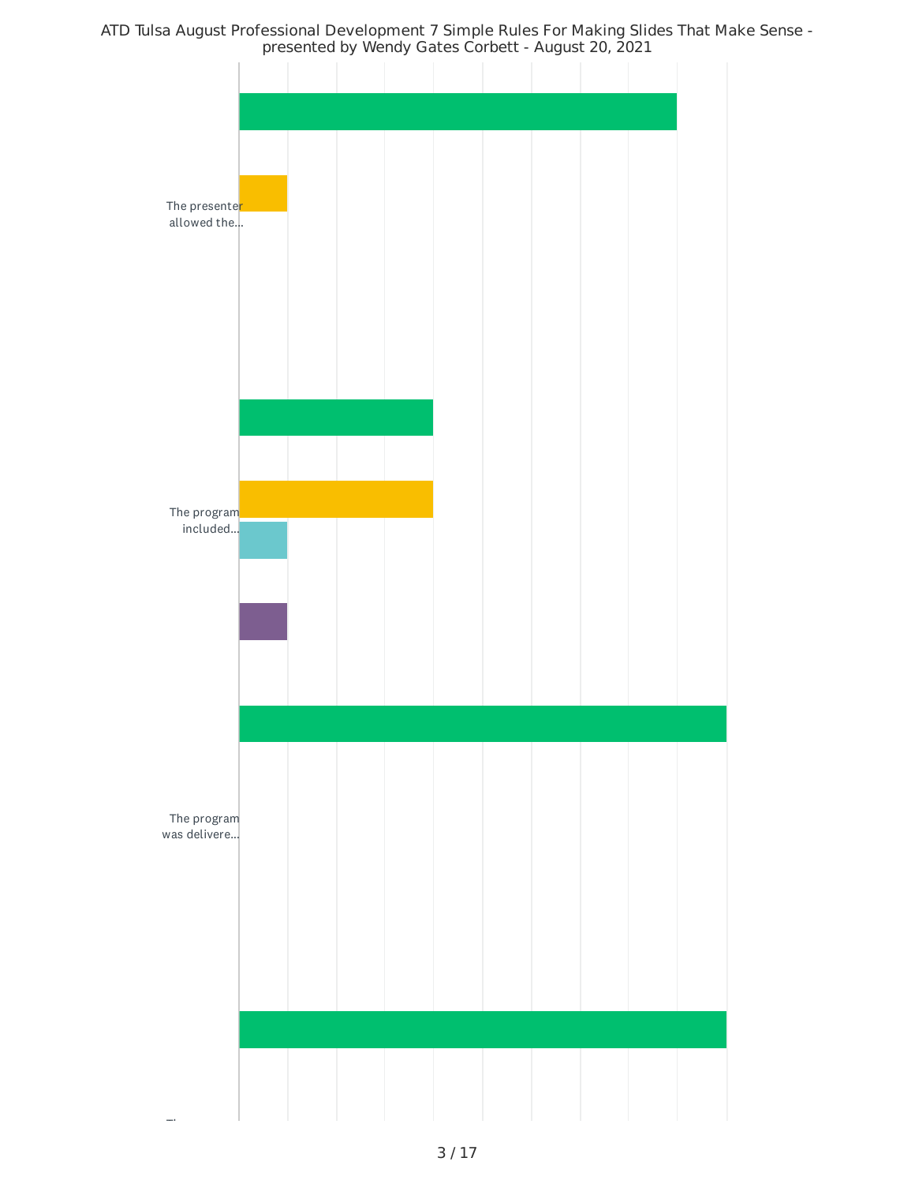ATD Tulsa August Professional Development 7 Simple Rules For Making Slides That Make Sense - presented by Wendy Gates Corbett - August 20, 2021

The presenter allowed the...

The program included...

The program was delivere...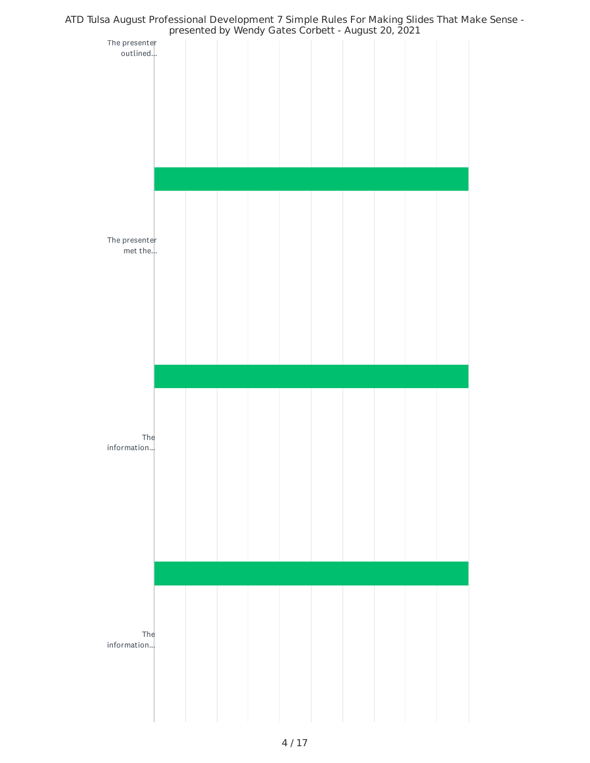ATD Tulsa August Professional Development 7 Simple Rules For Making Slides That Make Sense - presented by Wendy Gates Corbett - August 20, 2021

The presenter outlined...

The presenter met the...

The information...

The information...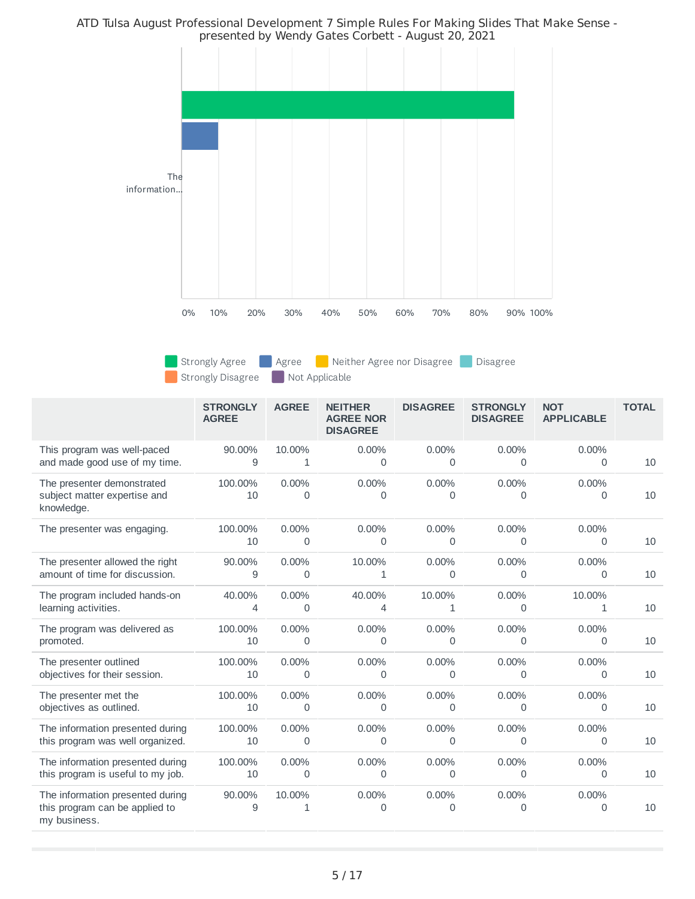ATD Tulsa August Professional Development 7 Simple Rules For Making Slides That Make Sense - presented by Wendy Gates Corbett - August 20, 2021

The information...

0% 10% 20% 30% 40% 50% 60% 70% 80% 90% 100%

Strongly Agree | Agree | Neither Agree nor Disagree | Disagree | Strongly Disagree | Not Applicable

| | STRONGLY AGREE | AGREE | NEITHER AGREE NOR DISAGREE | DISAGREE | STRONGLY DISAGREE | NOT APPLICABLE | TOTAL |
|---|---|---|---|---|---|---|---|
| This program was well-paced and made good use of my time. | 90.00% 9 | 10.00% 1 | 0.00% 0 | 0.00% 0 | 0.00% 0 | 0.00% 0 | 10 |
| The presenter demonstrated subject matter expertise and knowledge. | 100.00% 10 | 0.00% 0 | 0.00% 0 | 0.00% 0 | 0.00% 0 | 0.00% 0 | 10 |
| The presenter was engaging. | 100.00% 10 | 0.00% 0 | 0.00% 0 | 0.00% 0 | 0.00% 0 | 0.00% 0 | 10 |
| The presenter allowed the right amount of time for discussion. | 90.00% 9 | 0.00% 0 | 10.00% 1 | 0.00% 0 | 0.00% 0 | 0.00% 0 | 10 |
| The program included hands-on learning activities. | 40.00% 4 | 0.00% 0 | 40.00% 4 | 10.00% 1 | 0.00% 0 | 10.00% 1 | 10 |
| The program was delivered as promoted. | 100.00% 10 | 0.00% 0 | 0.00% 0 | 0.00% 0 | 0.00% 0 | 0.00% 0 | 10 |
| The presenter outlined objectives for their session. | 100.00% 10 | 0.00% 0 | 0.00% 0 | 0.00% 0 | 0.00% 0 | 0.00% 0 | 10 |
| The presenter met the objectives as outlined. | 100.00% 10 | 0.00% 0 | 0.00% 0 | 0.00% 0 | 0.00% 0 | 0.00% 0 | 10 |
| The information presented during this program was well organized. | 100.00% 10 | 0.00% 0 | 0.00% 0 | 0.00% 0 | 0.00% 0 | 0.00% 0 | 10 |
| The information presented during this program is useful to my job. | 100.00% 10 | 0.00% 0 | 0.00% 0 | 0.00% 0 | 0.00% 0 | 0.00% 0 | 10 |
| The information presented during this program can be applied to my business. | 90.00% 9 | 10.00% 1 | 0.00% 0 | 0.00% 0 | 0.00% 0 | 0.00% 0 | 10 |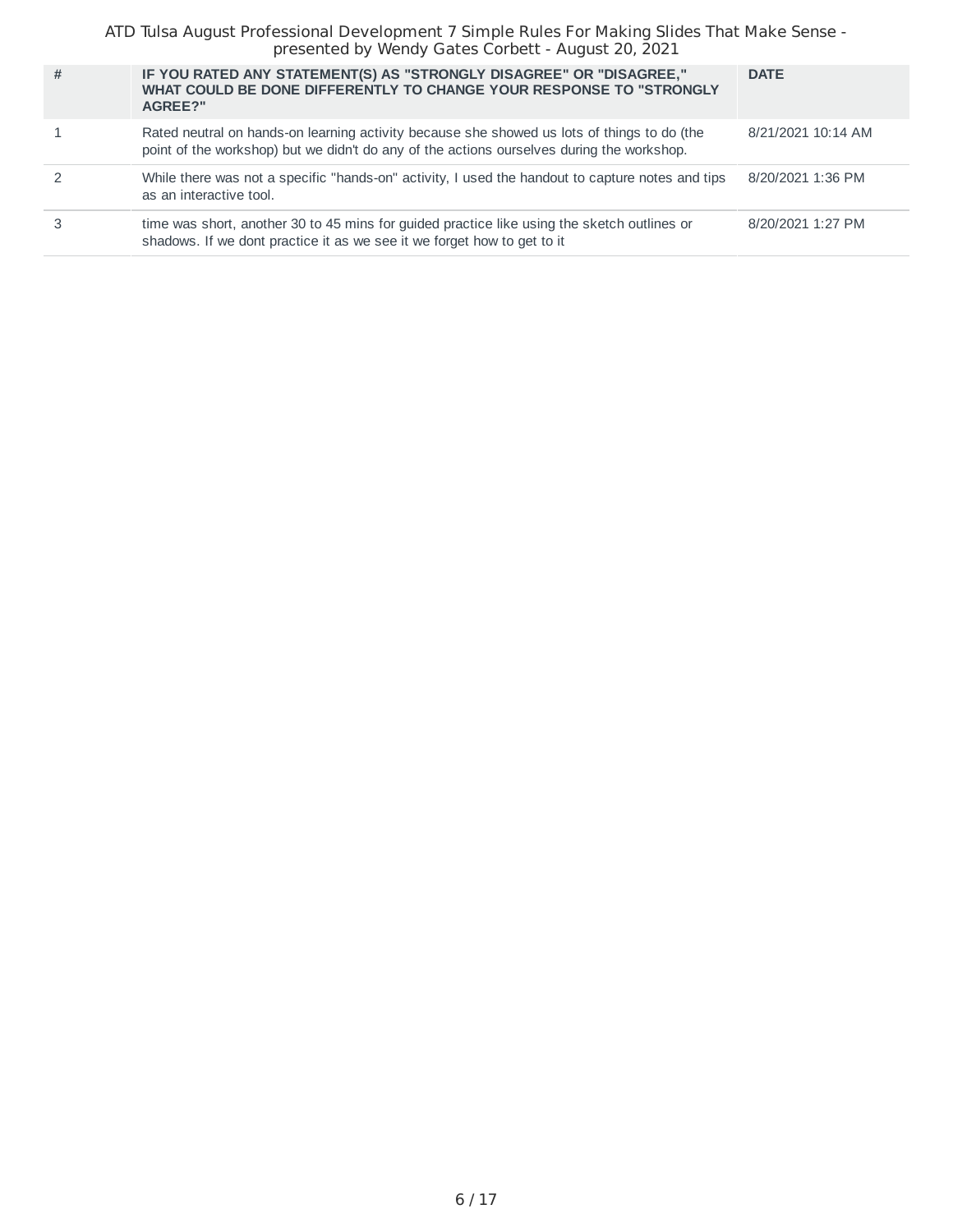| # | IF YOU RATED ANY STATEMENT(S) AS "STRONGLY DISAGREE" OR "DISAGREE," WHAT COULD BE DONE DIFFERENTLY TO CHANGE YOUR RESPONSE TO "STRONGLY AGREE?" | DATE |
|---|---|---|
| 1 | Rated neutral on hands-on learning activity because she showed us lots of things to do (the point of the workshop) but we didn't do any of the actions ourselves during the workshop. | 8/21/2021 10:14 AM |
| 2 | While there was not a specific "hands-on" activity, I used the handout to capture notes and tips as an interactive tool. | 8/20/2021 1:36 PM |
| 3 | time was short, another 30 to 45 mins for guided practice like using the sketch outlines or shadows. If we dont practice it as we see it we forget how to get to it | 8/20/2021 1:27 PM |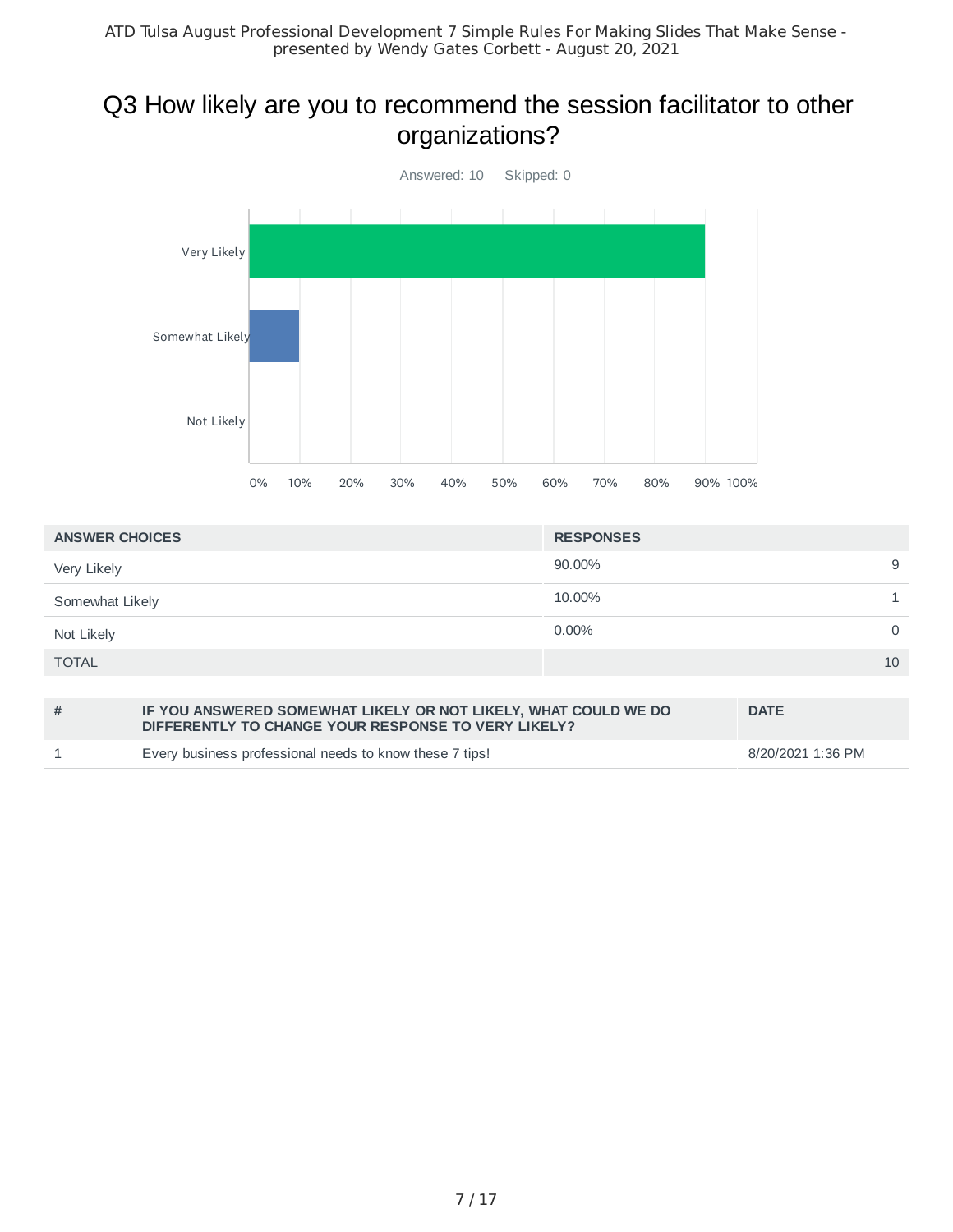## Q3 How likely are you to recommend the session facilitator to other organizations?

Answered: 10 Skipped: 0

| ANSWER CHOICES | RESPONSES | |
|---|---|---|
| Very Likely | 90.00% | 9 |
| Somewhat Likely | 10.00% | 1 |
| Not Likely | 0.00% | 0 |
| TOTAL | | 10 |

| # | IF YOU ANSWERED SOMEWHAT LIKELY OR NOT LIKELY, WHAT COULD WE DO DIFFERENTLY TO CHANGE YOUR RESPONSE TO VERY LIKELY? | DATE |
|---|---|---|
| 1 | Every business professional needs to know these 7 tips! | 8/20/2021 1:36 PM |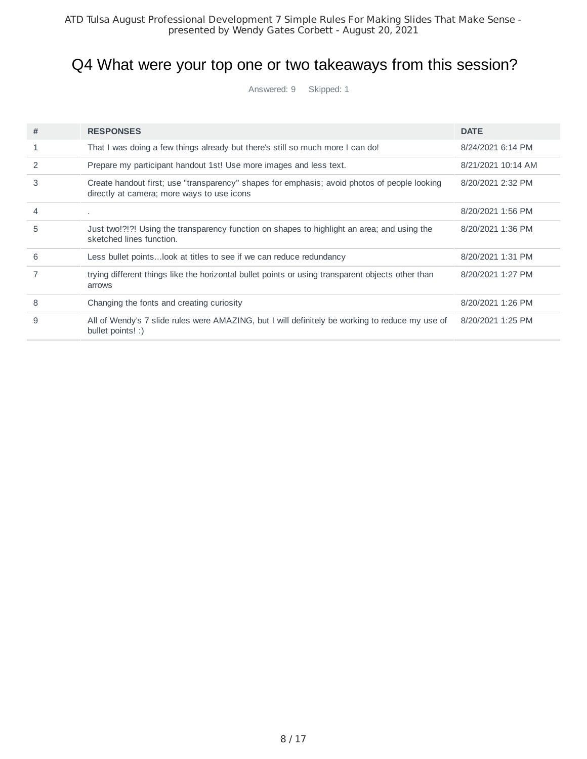# Q4 What were your top one or two takeaways from this session?

Answered: 9 Skipped: 1

| # | RESPONSES | DATE |
|---|---|---|
| 1 | That I was doing a few things already but there's still so much more I can do! | 8/24/2021 6:14 PM |
| 2 | Prepare my participant handout 1st! Use more images and less text. | 8/21/2021 10:14 AM |
| 3 | Create handout first; use "transparency" shapes for emphasis; avoid photos of people looking directly at camera; more ways to use icons | 8/20/2021 2:32 PM |
| 4 | . | 8/20/2021 1:56 PM |
| 5 | Just two!?!?! Using the transparency function on shapes to highlight an area; and using the sketched lines function. | 8/20/2021 1:36 PM |
| 6 | Less bullet points...look at titles to see if we can reduce redundancy | 8/20/2021 1:31 PM |
| 7 | trying different things like the horizontal bullet points or using transparent objects other than arrows | 8/20/2021 1:27 PM |
| 8 | Changing the fonts and creating curiosity | 8/20/2021 1:26 PM |
| 9 | All of Wendy's 7 slide rules were AMAZING, but I will definitely be working to reduce my use of bullet points! :) | 8/20/2021 1:25 PM |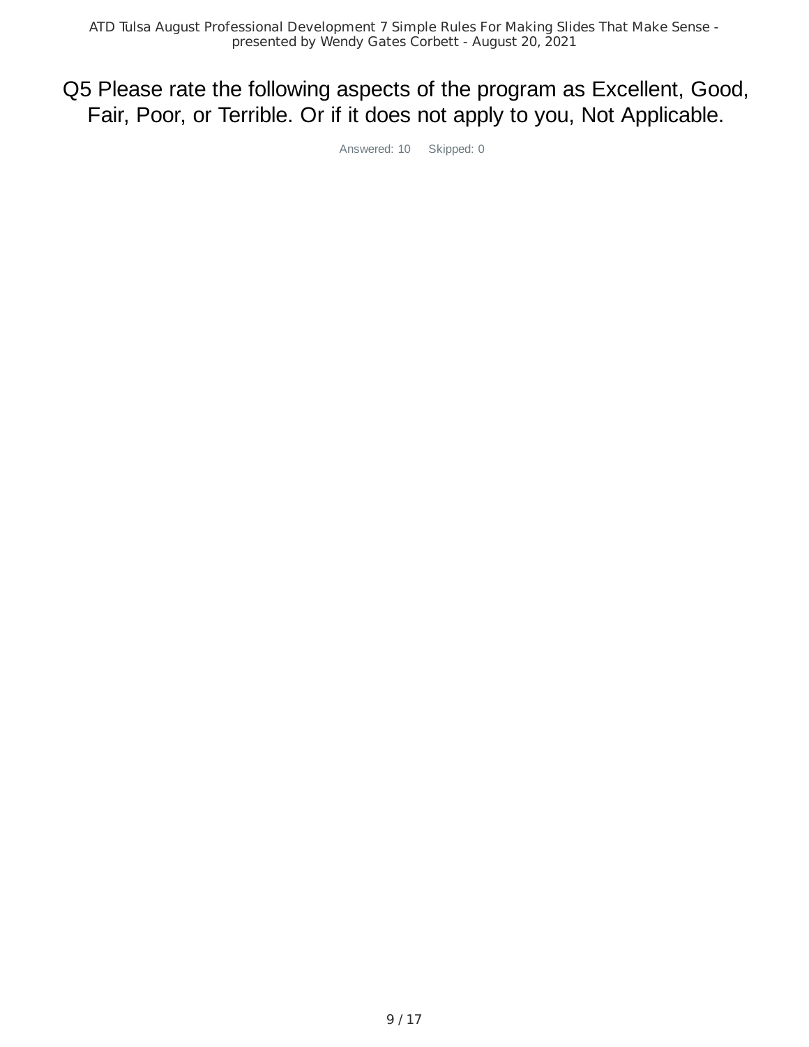# Q5 Please rate the following aspects of the program as Excellent, Good, Fair, Poor, or Terrible. Or if it does not apply to you, Not Applicable.

Answered: 10 Skipped: 0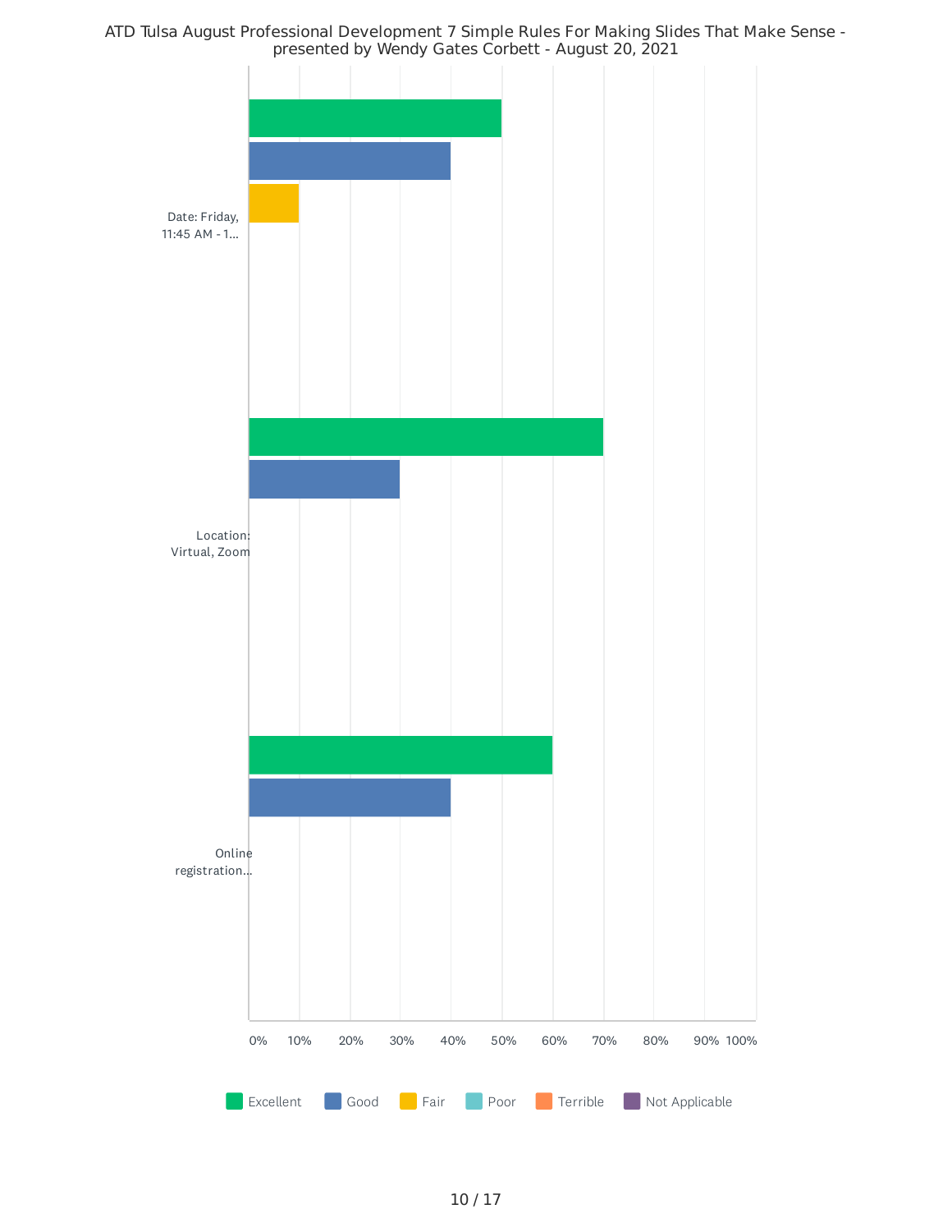# ATD Tulsa August Professional Development 7 Simple Rules For Making Slides That Make Sense - presented by Wendy Gates Corbett - August 20, 2021

| | Excellent | Good | Fair | Poor | Terrible | Not Applicable |
|---|---|---|---|---|---|---|
| Date: Friday, 11:45 AM - 1... | 50% | 40% | 10% | | | |
| Location: Virtual, Zoom | 70% | 30% | | | | |
| Online registration... | 60% | 40% | | | | |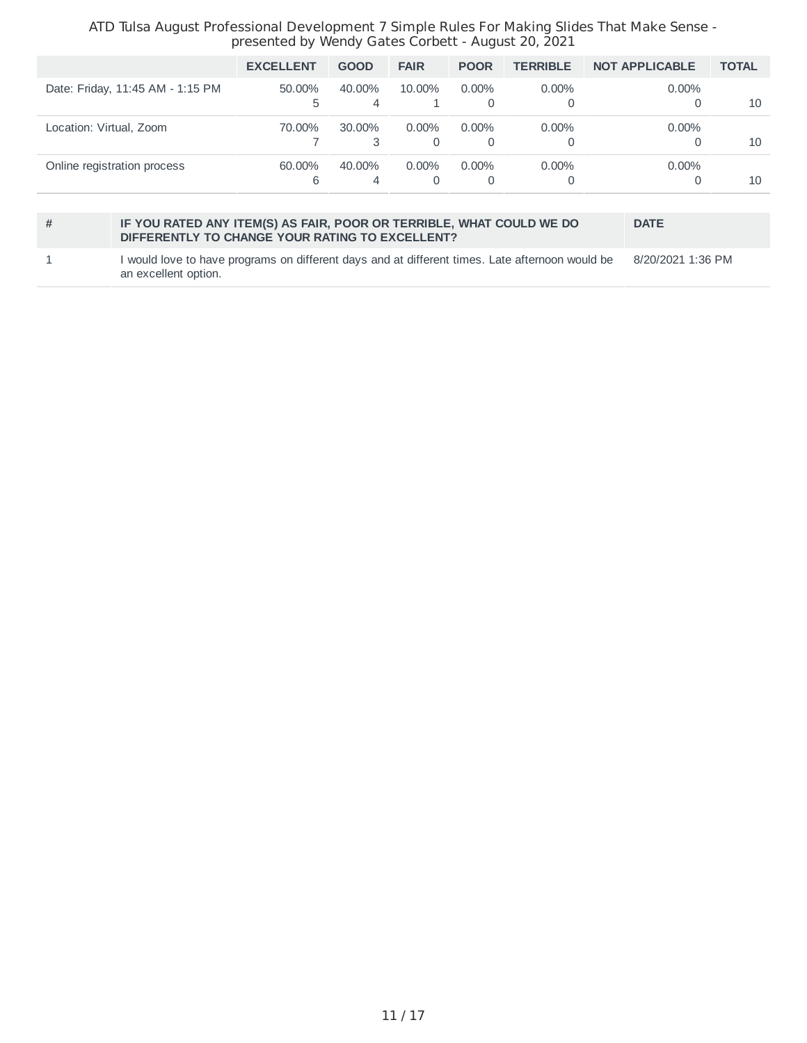ATD Tulsa August Professional Development 7 Simple Rules For Making Slides That Make Sense - presented by Wendy Gates Corbett - August 20, 2021

| | EXCELLENT | GOOD | FAIR | POOR | TERRIBLE | NOT APPLICABLE | TOTAL |
|---|---|---|---|---|---|---|---|
| Date: Friday, 11:45 AM - 1:15 PM | 50.00% 5 | 40.00% 4 | 10.00% 1 | 0.00% 0 | 0.00% 0 | 0.00% 0 | 10 |
| Location: Virtual, Zoom | 70.00% 7 | 30.00% 3 | 0.00% 0 | 0.00% 0 | 0.00% 0 | 0.00% 0 | 10 |
| Online registration process | 60.00% 6 | 40.00% 4 | 0.00% 0 | 0.00% 0 | 0.00% 0 | 0.00% 0 | 10 |

| # | IF YOU RATED ANY ITEM(S) AS FAIR, POOR OR TERRIBLE, WHAT COULD WE DO DIFFERENTLY TO CHANGE YOUR RATING TO EXCELLENT? | DATE |
|---|---|---|
| 1 | I would love to have programs on different days and at different times. Late afternoon would be an excellent option. | 8/20/2021 1:36 PM |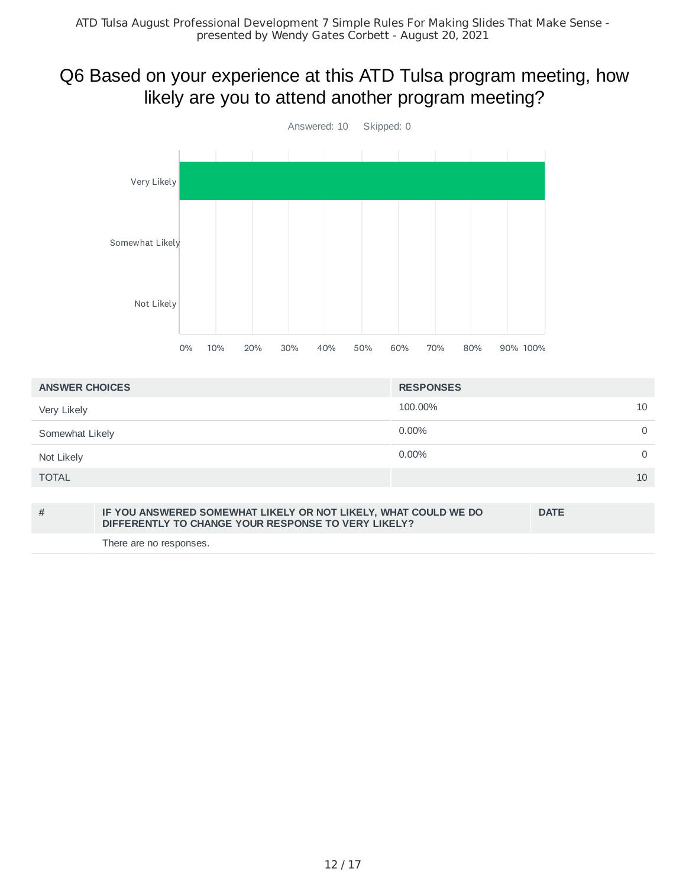## Q6 Based on your experience at this ATD Tulsa program meeting, how likely are you to attend another program meeting?

Answered: 10 Skipped: 0

| ANSWER CHOICES | RESPONSES | |
|---|---|---|
| Very Likely | 100.00% | 10 |
| Somewhat Likely | 0.00% | 0 |
| Not Likely | 0.00% | 0 |
| TOTAL | | 10 |

| # | IF YOU ANSWERED SOMEWHAT LIKELY OR NOT LIKELY, WHAT COULD WE DO DIFFERENTLY TO CHANGE YOUR RESPONSE TO VERY LIKELY? | DATE |
|---|---|---|
| | There are no responses. | |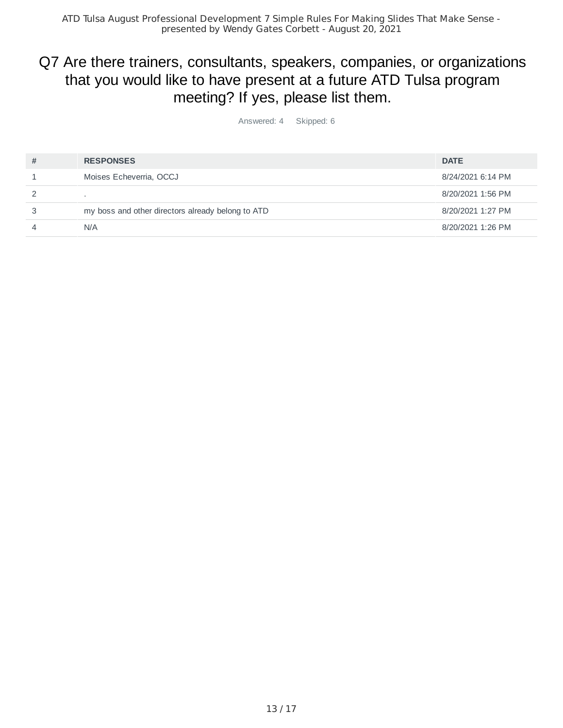## Q7 Are there trainers, consultants, speakers, companies, or organizations that you would like to have present at a future ATD Tulsa program meeting? If yes, please list them.

Answered: 4 Skipped: 6

| # | RESPONSES | DATE |
|---|---|---|
| 1 | Moises Echeverria, OCCJ | 8/24/2021 6:14 PM |
| 2 | . | 8/20/2021 1:56 PM |
| 3 | my boss and other directors already belong to ATD | 8/20/2021 1:27 PM |
| 4 | N/A | 8/20/2021 1:26 PM |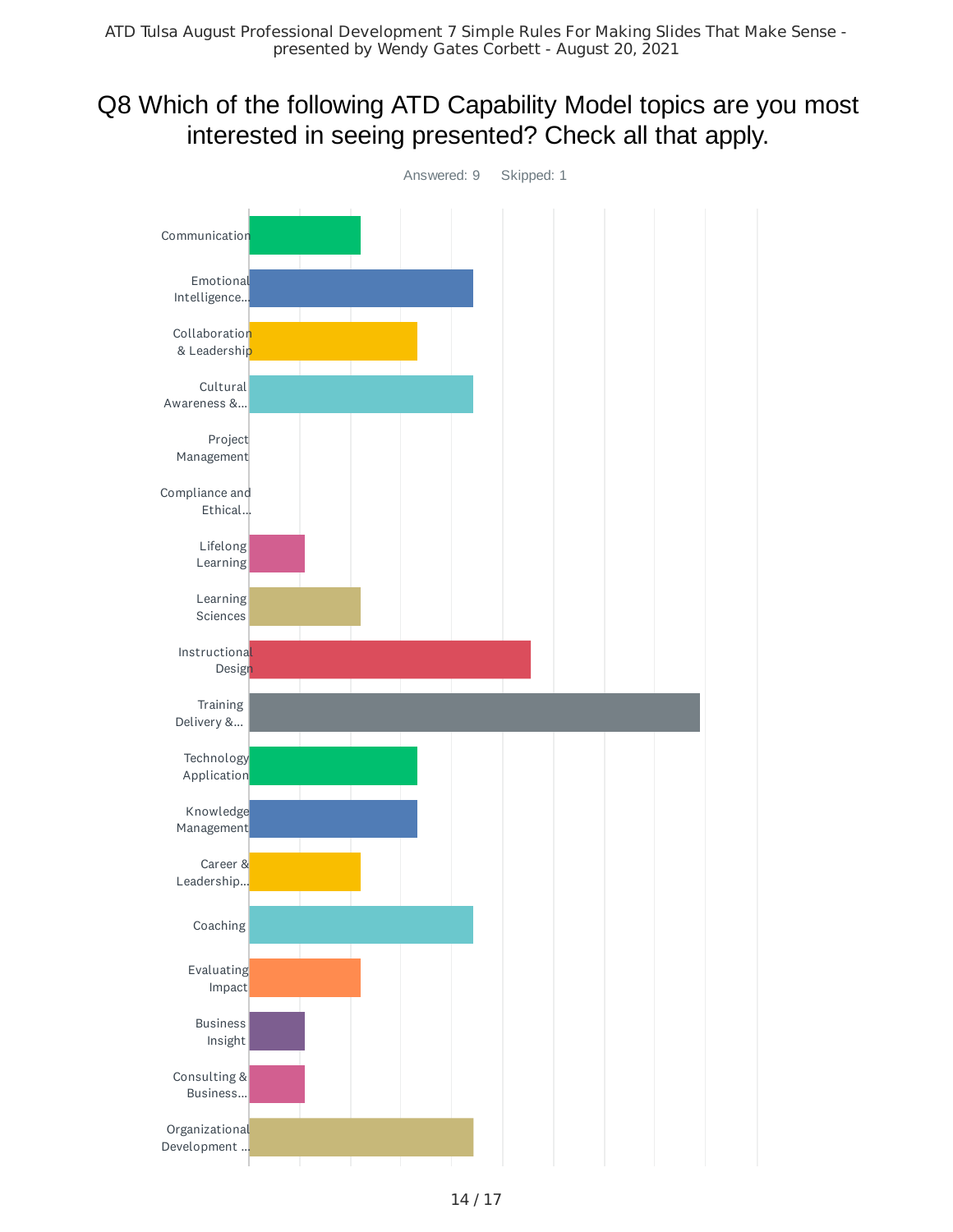ATD Tulsa August Professional Development 7 Simple Rules For Making Slides That Make Sense - presented by Wendy Gates Corbett - August 20, 2021

## Q8 Which of the following ATD Capability Model topics are you most interested in seeing presented? Check all that apply.

Answered: 9 Skipped: 1

- Communication
- Emotional Intelligence...
- Collaboration & Leadership
- Cultural Awareness &...
- Project Management
- Compliance and Ethical...
- Lifelong Learning
- Learning Sciences
- Instructional Design
- Training Delivery &...
- Technology Application
- Knowledge Management
- Career & Leadership...
- Coaching
- Evaluating Impact
- Business Insight
- Consulting & Business...
- Organizational Development ...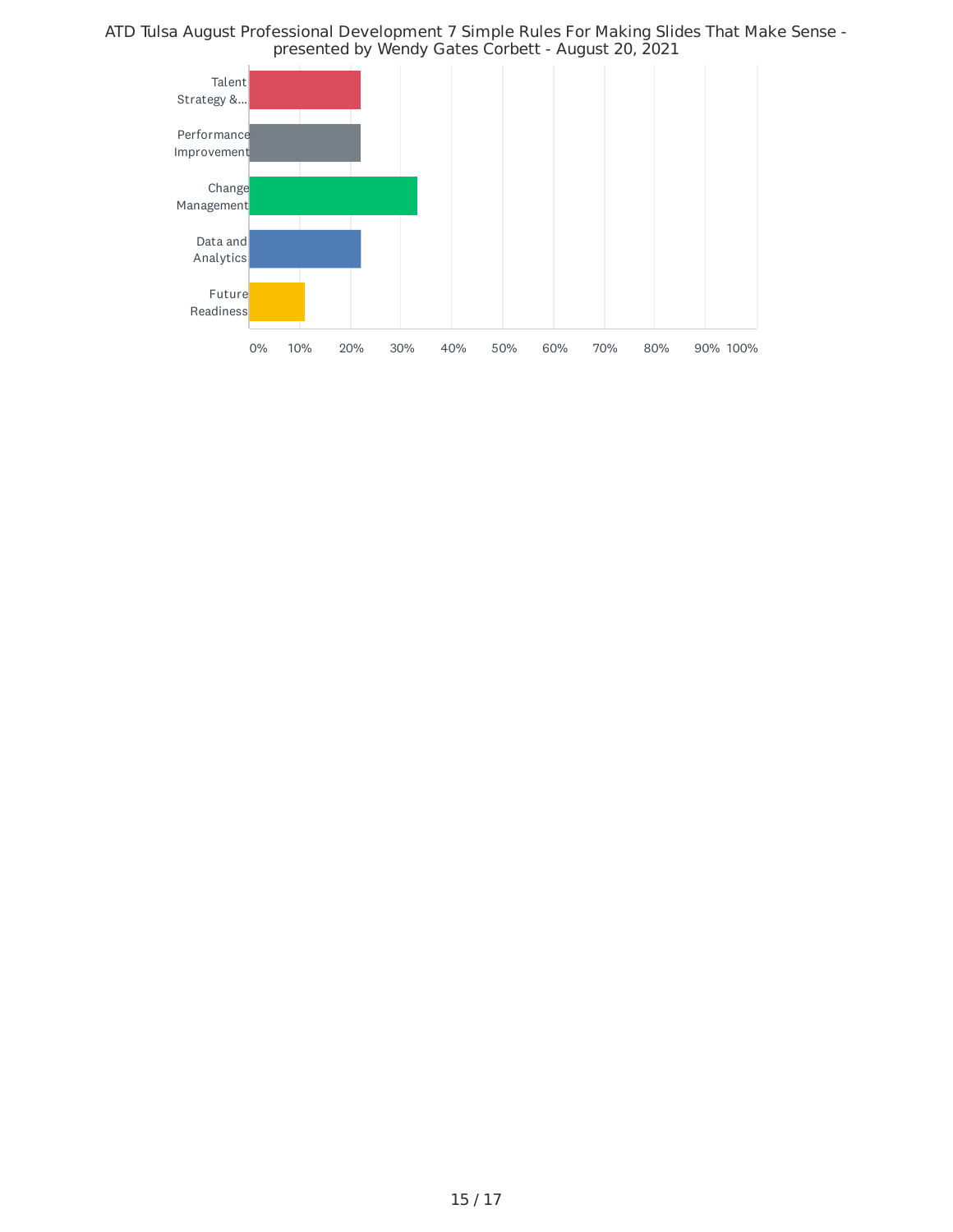ATD Tulsa August Professional Development 7 Simple Rules For Making Slides That Make Sense - presented by Wendy Gates Corbett - August 20, 2021

| Category | Approximate Value |
| --- | --- |
| Talent Strategy &... | ~22% |
| Performance Improvement | ~22% |
| Change Management | ~33% |
| Data and Analytics | ~22% |
| Future Readiness | ~11% |

0% 10% 20% 30% 40% 50% 60% 70% 80% 90% 100%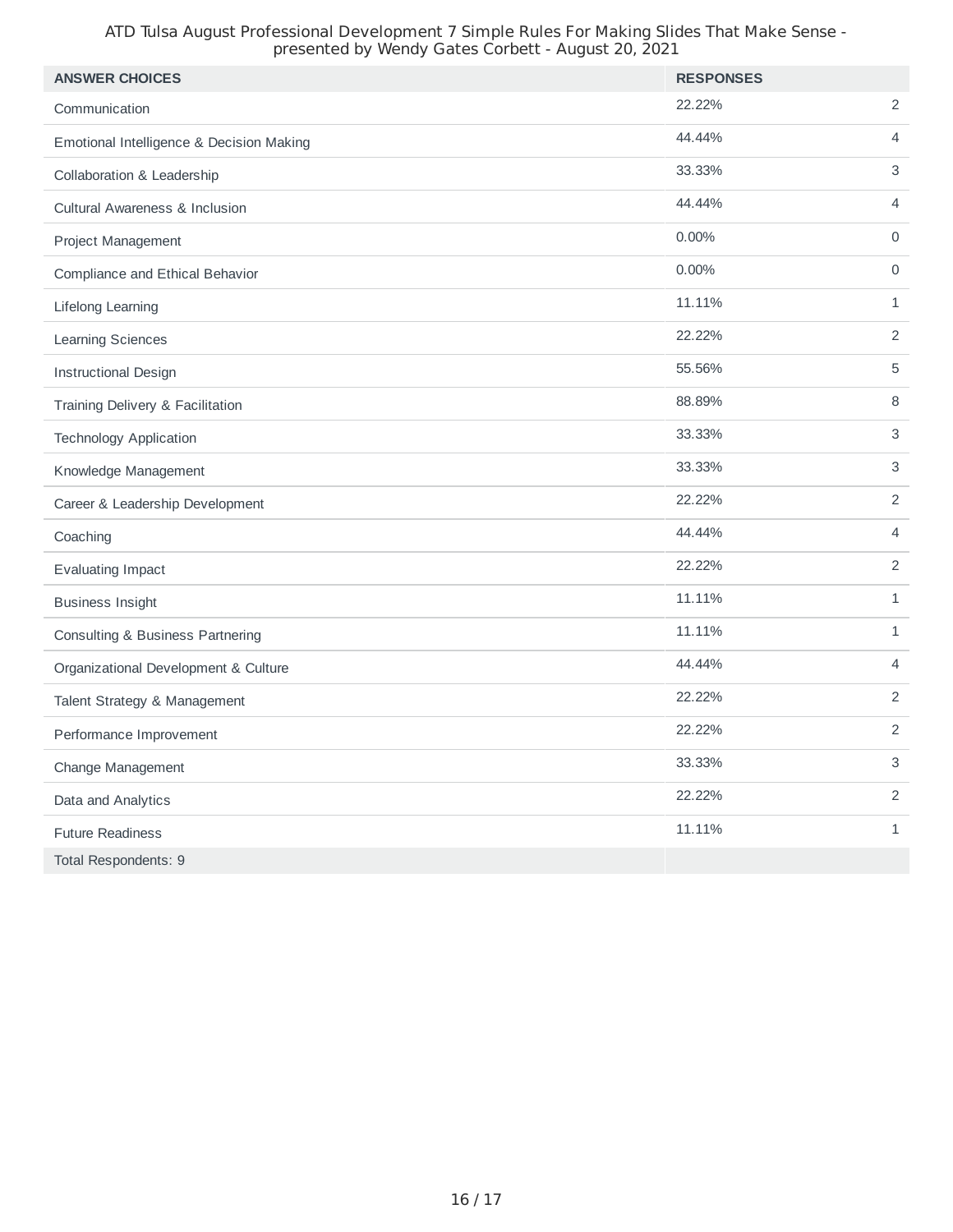ATD Tulsa August Professional Development 7 Simple Rules For Making Slides That Make Sense - presented by Wendy Gates Corbett - August 20, 2021

| ANSWER CHOICES | RESPONSES | |
|---|---|---|
| Communication | 22.22% | 2 |
| Emotional Intelligence & Decision Making | 44.44% | 4 |
| Collaboration & Leadership | 33.33% | 3 |
| Cultural Awareness & Inclusion | 44.44% | 4 |
| Project Management | 0.00% | 0 |
| Compliance and Ethical Behavior | 0.00% | 0 |
| Lifelong Learning | 11.11% | 1 |
| Learning Sciences | 22.22% | 2 |
| Instructional Design | 55.56% | 5 |
| Training Delivery & Facilitation | 88.89% | 8 |
| Technology Application | 33.33% | 3 |
| Knowledge Management | 33.33% | 3 |
| Career & Leadership Development | 22.22% | 2 |
| Coaching | 44.44% | 4 |
| Evaluating Impact | 22.22% | 2 |
| Business Insight | 11.11% | 1 |
| Consulting & Business Partnering | 11.11% | 1 |
| Organizational Development & Culture | 44.44% | 4 |
| Talent Strategy & Management | 22.22% | 2 |
| Performance Improvement | 22.22% | 2 |
| Change Management | 33.33% | 3 |
| Data and Analytics | 22.22% | 2 |
| Future Readiness | 11.11% | 1 |
| Total Respondents: 9 | | |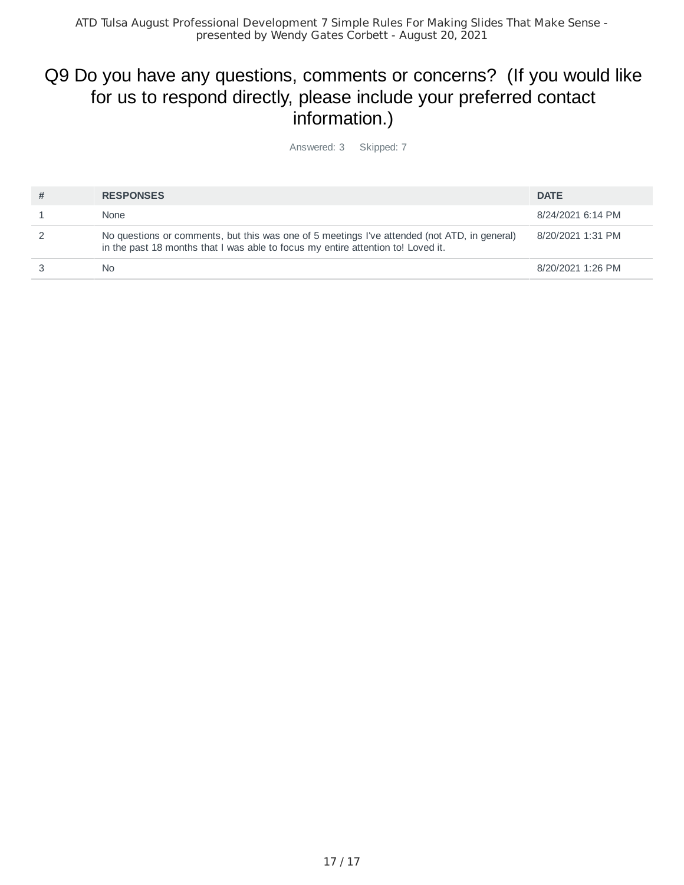## Q9 Do you have any questions, comments or concerns? (If you would like for us to respond directly, please include your preferred contact information.)

Answered: 3 Skipped: 7

| # | RESPONSES | DATE |
|---|---|---|
| 1 | None | 8/24/2021 6:14 PM |
| 2 | No questions or comments, but this was one of 5 meetings I've attended (not ATD, in general) in the past 18 months that I was able to focus my entire attention to! Loved it. | 8/20/2021 1:31 PM |
| 3 | No | 8/20/2021 1:26 PM |